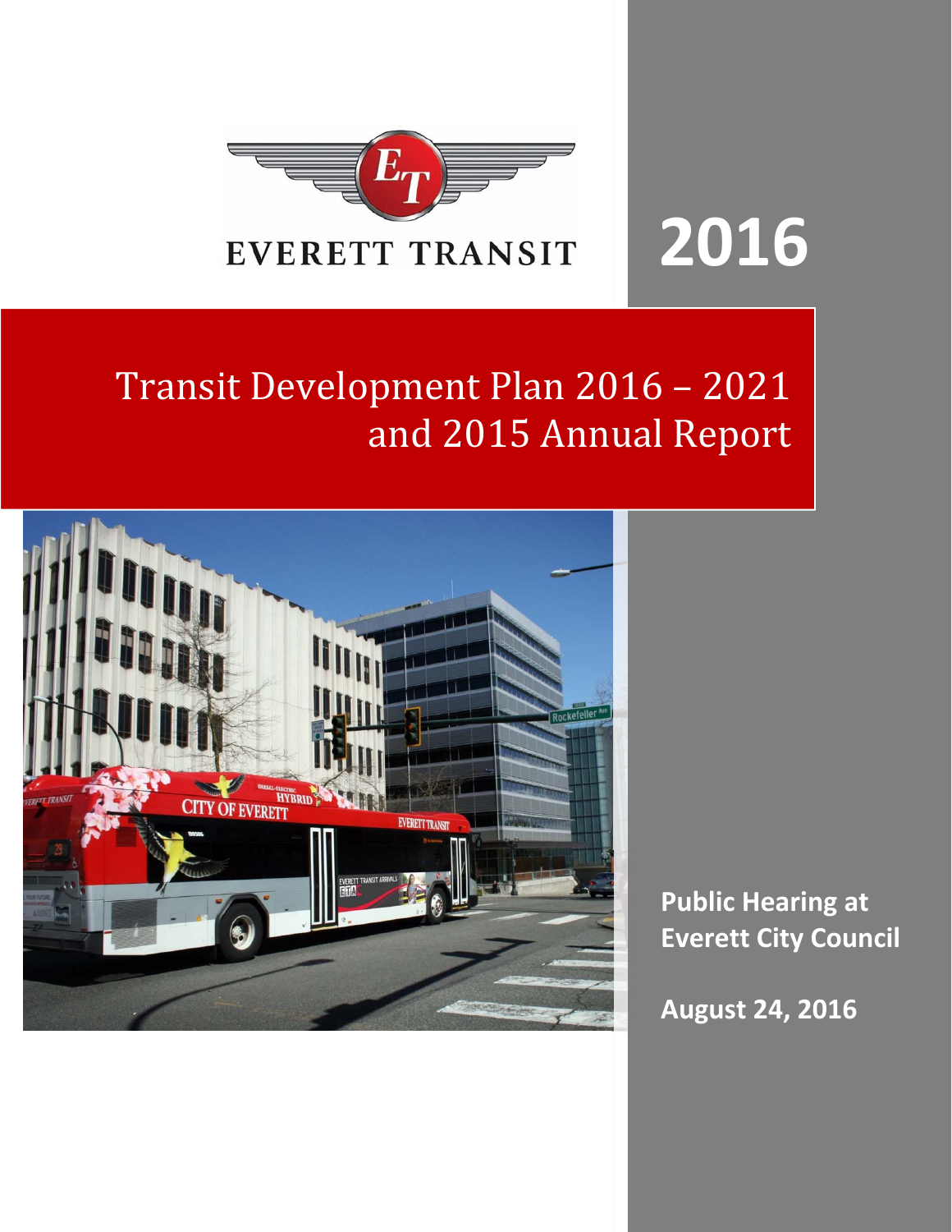EVERETT TRANSIT

# 2016

# Transit Development Plan 2016 – 2021 and 2015 Annual Report

**Public Hearing at Everett City Council**

**August 24, 2016**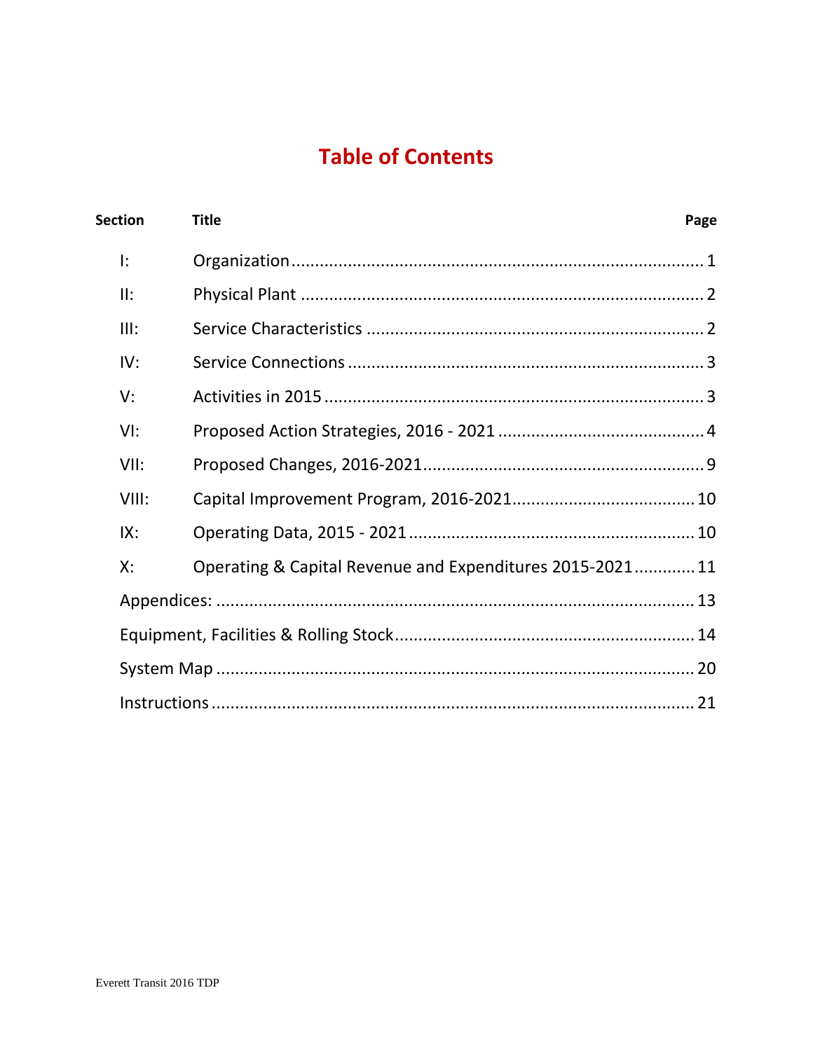# Table of Contents

| Section | Title | Page |
|---|---|---|
| I: | Organization | 1 |
| II: | Physical Plant | 2 |
| III: | Service Characteristics | 2 |
| IV: | Service Connections | 3 |
| V: | Activities in 2015 | 3 |
| VI: | Proposed Action Strategies, 2016 - 2021 | 4 |
| VII: | Proposed Changes, 2016-2021 | 9 |
| VIII: | Capital Improvement Program, 2016-2021 | 10 |
| IX: | Operating Data, 2015 - 2021 | 10 |
| X: | Operating & Capital Revenue and Expenditures 2015-2021 | 11 |
| Appendices: | | 13 |
| Equipment, Facilities & Rolling Stock | | 14 |
| System Map | | 20 |
| Instructions | | 21 |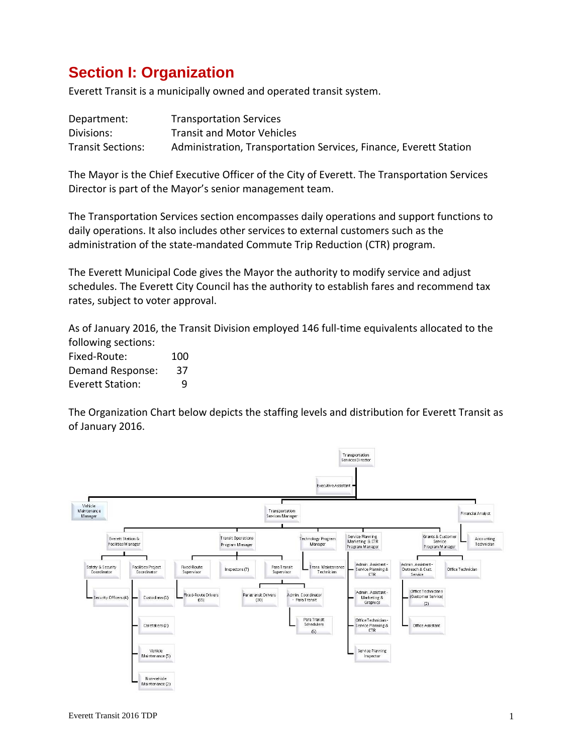# Section I: Organization

Everett Transit is a municipally owned and operated transit system.

| | |
|---|---|
| Department: | Transportation Services |
| Divisions: | Transit and Motor Vehicles |
| Transit Sections: | Administration, Transportation Services, Finance, Everett Station |

The Mayor is the Chief Executive Officer of the City of Everett. The Transportation Services Director is part of the Mayor's senior management team.

The Transportation Services section encompasses daily operations and support functions to daily operations. It also includes other services to external customers such as the administration of the state-mandated Commute Trip Reduction (CTR) program.

The Everett Municipal Code gives the Mayor the authority to modify service and adjust schedules. The Everett City Council has the authority to establish fares and recommend tax rates, subject to voter approval.

As of January 2016, the Transit Division employed 146 full-time equivalents allocated to the following sections:

| | |
|---|---|
| Fixed-Route: | 100 |
| Demand Response: | 37 |
| Everett Station: | 9 |

The Organization Chart below depicts the staffing levels and distribution for Everett Transit as of January 2016.

- Transportation Services Director
  - Executive Assistant
  - Vehicle Maintenance Manager
  - Transportation Services Manager
    - Everett Station & Facilities Manager
      - Safety & Security Coordinator
        - Security Officers (4)
      - Facilities Project Coordinator
        - Custodians (1)
        - Caretakers (2)
        - Vehicle Maintenance (5)
        - Non-vehicle Maintenance (2)
    - Transit Operations Program Manager
      - Fixed-Route Supervisor
        - Fixed-Route Drivers (65)
      - Inspectors (7)
      - Para Transit Supervisor
        - Paratransit Drivers (30)
        - Admin. Coordinator - Para Transit
          - Para Transit Schedulers (5)
    - Technology Program Manager
      - Trans. Maintenance Technician
    - Service Planning Marketing & CTR Program Manager
      - Admin. Assistant - Service Planning & CTR
      - Admin. Assistant - Marketing & Graphics
      - Office Technician - Service Planning & CTR
      - Service Planning Inspector
    - Grants & Customer Service Program Manager
      - Admin. Assistant - Outreach & Cust. Service
        - Office Technicians (Customer Service) (2)
        - Office Assistant
      - Office Technician
  - Financial Analyst
    - Accounting Technician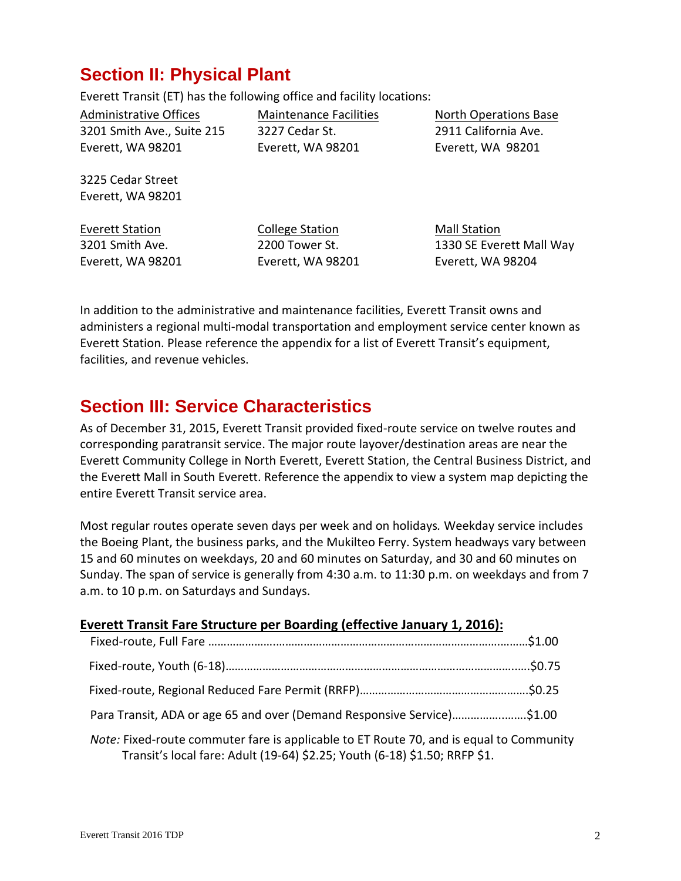## Section II: Physical Plant

Everett Transit (ET) has the following office and facility locations:

Administrative Offices
3201 Smith Ave., Suite 215
Everett, WA 98201

3225 Cedar Street
Everett, WA 98201

Maintenance Facilities
3227 Cedar St.
Everett, WA 98201

North Operations Base
2911 California Ave.
Everett, WA 98201

Everett Station
3201 Smith Ave.
Everett, WA 98201

College Station
2200 Tower St.
Everett, WA 98201

Mall Station
1330 SE Everett Mall Way
Everett, WA 98204

In addition to the administrative and maintenance facilities, Everett Transit owns and administers a regional multi-modal transportation and employment service center known as Everett Station. Please reference the appendix for a list of Everett Transit's equipment, facilities, and revenue vehicles.

## Section III: Service Characteristics

As of December 31, 2015, Everett Transit provided fixed-route service on twelve routes and corresponding paratransit service. The major route layover/destination areas are near the Everett Community College in North Everett, Everett Station, the Central Business District, and the Everett Mall in South Everett. Reference the appendix to view a system map depicting the entire Everett Transit service area.

Most regular routes operate seven days per week and on holidays. Weekday service includes the Boeing Plant, the business parks, and the Mukilteo Ferry. System headways vary between 15 and 60 minutes on weekdays, 20 and 60 minutes on Saturday, and 30 and 60 minutes on Sunday. The span of service is generally from 4:30 a.m. to 11:30 p.m. on weekdays and from 7 a.m. to 10 p.m. on Saturdays and Sundays.

**Everett Transit Fare Structure per Boarding (effective January 1, 2016):**

Fixed-route, Full Fare ........................................................................................$1.00

Fixed-route, Youth (6-18)...................................................................................$0.75

Fixed-route, Regional Reduced Fare Permit (RRFP).........................................$0.25

Para Transit, ADA or age 65 and over (Demand Responsive Service)...................$1.00

*Note:* Fixed-route commuter fare is applicable to ET Route 70, and is equal to Community Transit's local fare: Adult (19-64) $2.25; Youth (6-18) $1.50; RRFP $1.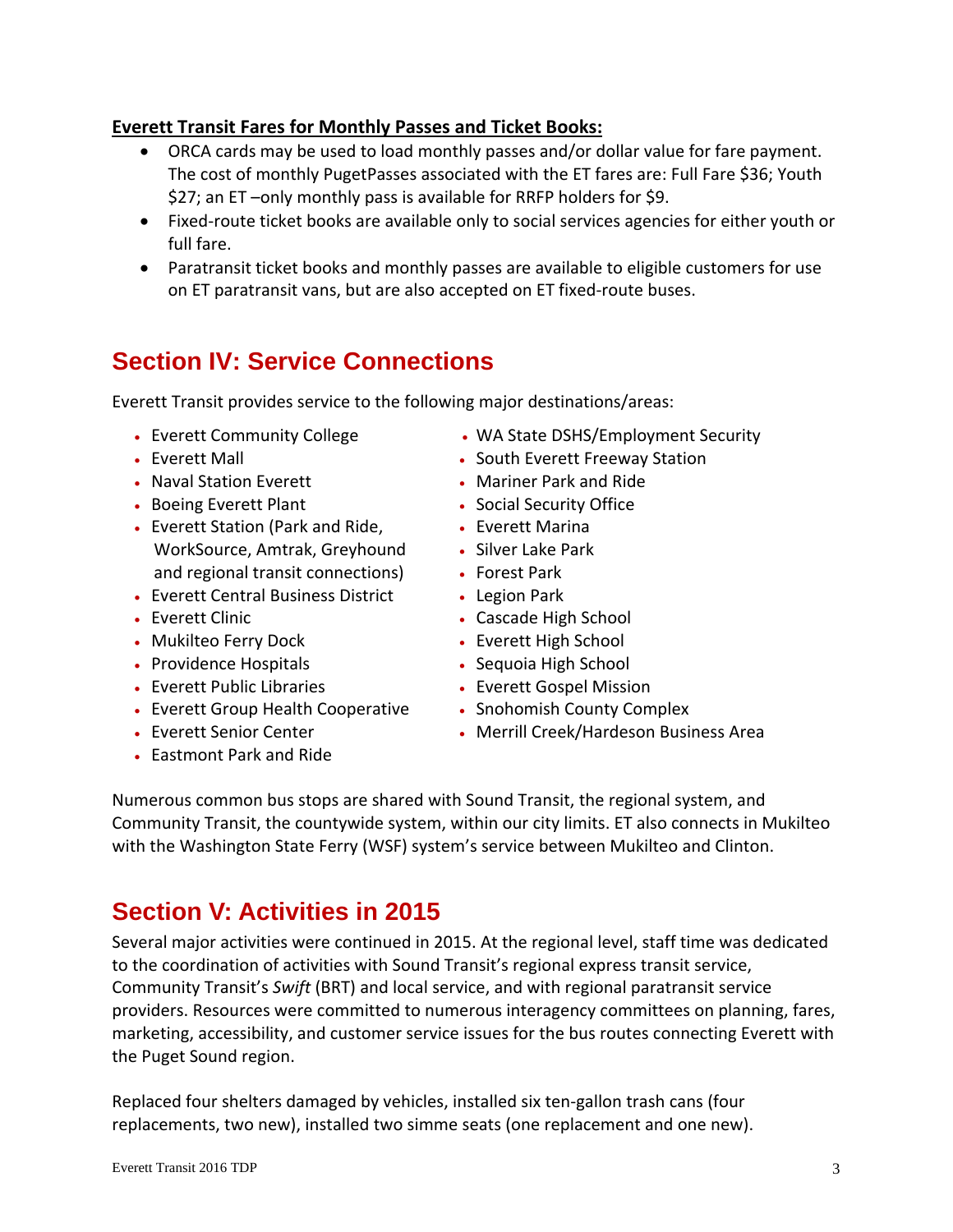**Everett Transit Fares for Monthly Passes and Ticket Books:**

- ORCA cards may be used to load monthly passes and/or dollar value for fare payment. The cost of monthly PugetPasses associated with the ET fares are: Full Fare $36; Youth $27; an ET –only monthly pass is available for RRFP holders for $9.
- Fixed-route ticket books are available only to social services agencies for either youth or full fare.
- Paratransit ticket books and monthly passes are available to eligible customers for use on ET paratransit vans, but are also accepted on ET fixed-route buses.

## Section IV: Service Connections

Everett Transit provides service to the following major destinations/areas:

- Everett Community College
- Everett Mall
- Naval Station Everett
- Boeing Everett Plant
- Everett Station (Park and Ride, WorkSource, Amtrak, Greyhound and regional transit connections)
- Everett Central Business District
- Everett Clinic
- Mukilteo Ferry Dock
- Providence Hospitals
- Everett Public Libraries
- Everett Group Health Cooperative
- Everett Senior Center
- Eastmont Park and Ride
- WA State DSHS/Employment Security
- South Everett Freeway Station
- Mariner Park and Ride
- Social Security Office
- Everett Marina
- Silver Lake Park
- Forest Park
- Legion Park
- Cascade High School
- Everett High School
- Sequoia High School
- Everett Gospel Mission
- Snohomish County Complex
- Merrill Creek/Hardeson Business Area

Numerous common bus stops are shared with Sound Transit, the regional system, and Community Transit, the countywide system, within our city limits. ET also connects in Mukilteo with the Washington State Ferry (WSF) system's service between Mukilteo and Clinton.

## Section V: Activities in 2015

Several major activities were continued in 2015. At the regional level, staff time was dedicated to the coordination of activities with Sound Transit's regional express transit service, Community Transit's *Swift* (BRT) and local service, and with regional paratransit service providers. Resources were committed to numerous interagency committees on planning, fares, marketing, accessibility, and customer service issues for the bus routes connecting Everett with the Puget Sound region.

Replaced four shelters damaged by vehicles, installed six ten-gallon trash cans (four replacements, two new), installed two simme seats (one replacement and one new).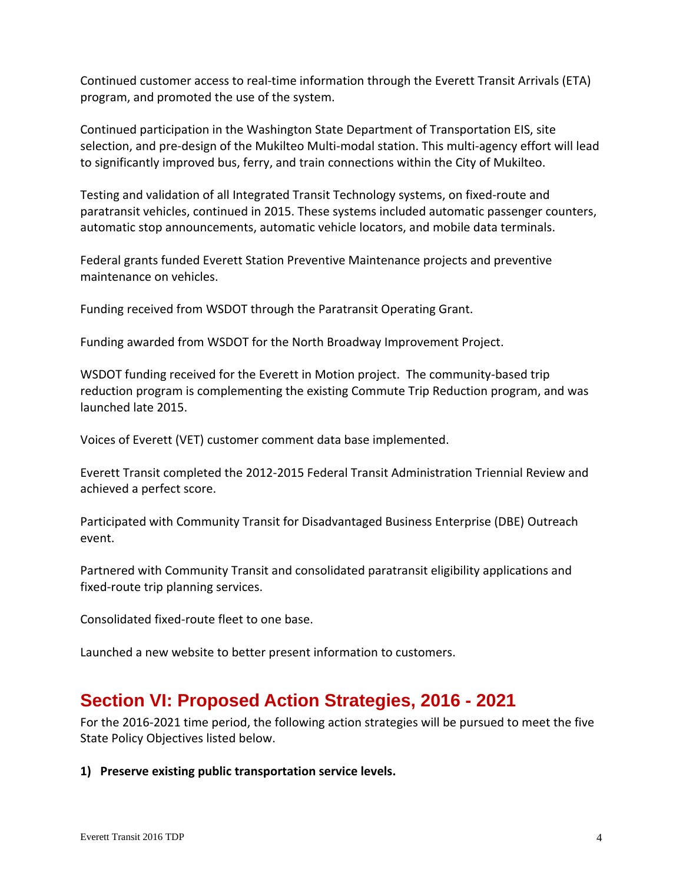Continued customer access to real-time information through the Everett Transit Arrivals (ETA) program, and promoted the use of the system.

Continued participation in the Washington State Department of Transportation EIS, site selection, and pre-design of the Mukilteo Multi-modal station. This multi-agency effort will lead to significantly improved bus, ferry, and train connections within the City of Mukilteo.

Testing and validation of all Integrated Transit Technology systems, on fixed-route and paratransit vehicles, continued in 2015. These systems included automatic passenger counters, automatic stop announcements, automatic vehicle locators, and mobile data terminals.

Federal grants funded Everett Station Preventive Maintenance projects and preventive maintenance on vehicles.

Funding received from WSDOT through the Paratransit Operating Grant.

Funding awarded from WSDOT for the North Broadway Improvement Project.

WSDOT funding received for the Everett in Motion project. The community-based trip reduction program is complementing the existing Commute Trip Reduction program, and was launched late 2015.

Voices of Everett (VET) customer comment data base implemented.

Everett Transit completed the 2012-2015 Federal Transit Administration Triennial Review and achieved a perfect score.

Participated with Community Transit for Disadvantaged Business Enterprise (DBE) Outreach event.

Partnered with Community Transit and consolidated paratransit eligibility applications and fixed-route trip planning services.

Consolidated fixed-route fleet to one base.

Launched a new website to better present information to customers.

## Section VI: Proposed Action Strategies, 2016 - 2021

For the 2016-2021 time period, the following action strategies will be pursued to meet the five State Policy Objectives listed below.

**1) Preserve existing public transportation service levels.**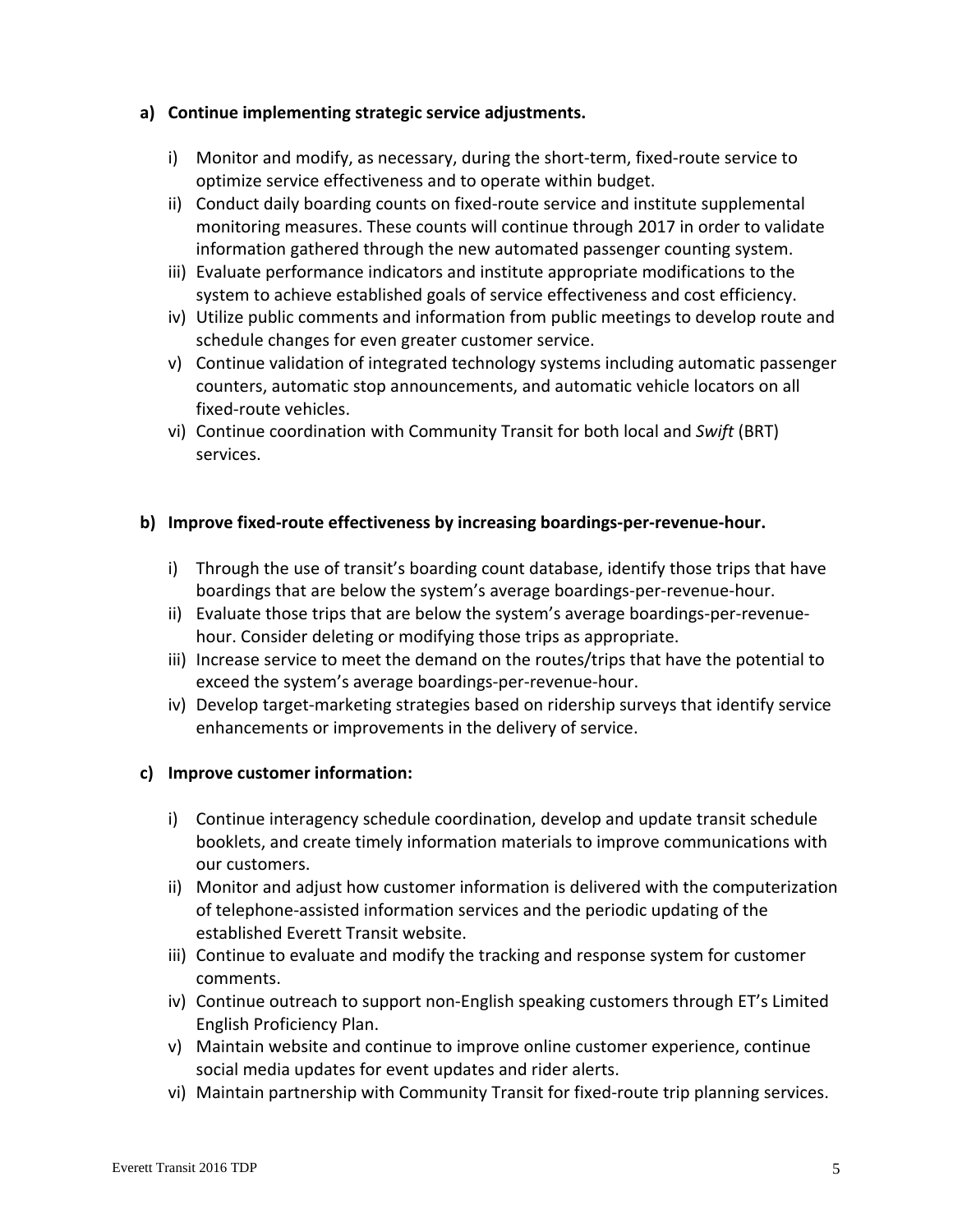**a) Continue implementing strategic service adjustments.**

i) Monitor and modify, as necessary, during the short-term, fixed-route service to optimize service effectiveness and to operate within budget.

ii) Conduct daily boarding counts on fixed-route service and institute supplemental monitoring measures. These counts will continue through 2017 in order to validate information gathered through the new automated passenger counting system.

iii) Evaluate performance indicators and institute appropriate modifications to the system to achieve established goals of service effectiveness and cost efficiency.

iv) Utilize public comments and information from public meetings to develop route and schedule changes for even greater customer service.

v) Continue validation of integrated technology systems including automatic passenger counters, automatic stop announcements, and automatic vehicle locators on all fixed-route vehicles.

vi) Continue coordination with Community Transit for both local and *Swift* (BRT) services.

**b) Improve fixed-route effectiveness by increasing boardings-per-revenue-hour.**

i) Through the use of transit's boarding count database, identify those trips that have boardings that are below the system's average boardings-per-revenue-hour.

ii) Evaluate those trips that are below the system's average boardings-per-revenue-hour. Consider deleting or modifying those trips as appropriate.

iii) Increase service to meet the demand on the routes/trips that have the potential to exceed the system's average boardings-per-revenue-hour.

iv) Develop target-marketing strategies based on ridership surveys that identify service enhancements or improvements in the delivery of service.

**c) Improve customer information:**

i) Continue interagency schedule coordination, develop and update transit schedule booklets, and create timely information materials to improve communications with our customers.

ii) Monitor and adjust how customer information is delivered with the computerization of telephone-assisted information services and the periodic updating of the established Everett Transit website.

iii) Continue to evaluate and modify the tracking and response system for customer comments.

iv) Continue outreach to support non-English speaking customers through ET's Limited English Proficiency Plan.

v) Maintain website and continue to improve online customer experience, continue social media updates for event updates and rider alerts.

vi) Maintain partnership with Community Transit for fixed-route trip planning services.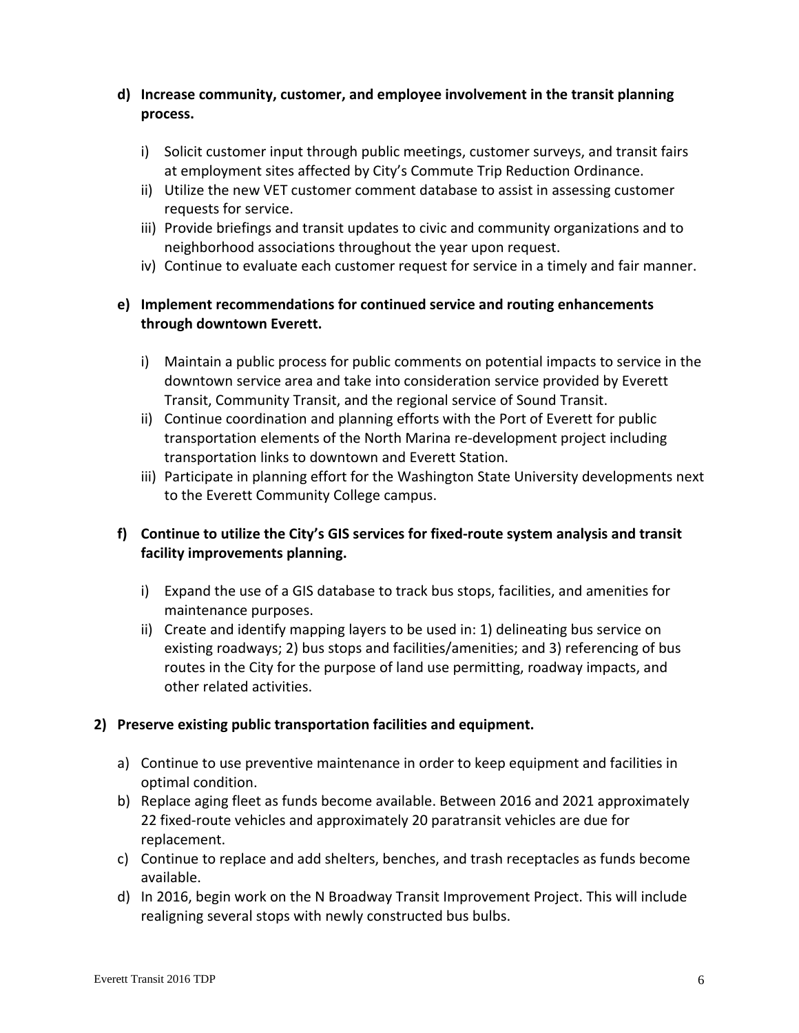**d) Increase community, customer, and employee involvement in the transit planning process.**

i) Solicit customer input through public meetings, customer surveys, and transit fairs at employment sites affected by City's Commute Trip Reduction Ordinance.

ii) Utilize the new VET customer comment database to assist in assessing customer requests for service.

iii) Provide briefings and transit updates to civic and community organizations and to neighborhood associations throughout the year upon request.

iv) Continue to evaluate each customer request for service in a timely and fair manner.

**e) Implement recommendations for continued service and routing enhancements through downtown Everett.**

i) Maintain a public process for public comments on potential impacts to service in the downtown service area and take into consideration service provided by Everett Transit, Community Transit, and the regional service of Sound Transit.

ii) Continue coordination and planning efforts with the Port of Everett for public transportation elements of the North Marina re-development project including transportation links to downtown and Everett Station.

iii) Participate in planning effort for the Washington State University developments next to the Everett Community College campus.

**f) Continue to utilize the City's GIS services for fixed-route system analysis and transit facility improvements planning.**

i) Expand the use of a GIS database to track bus stops, facilities, and amenities for maintenance purposes.

ii) Create and identify mapping layers to be used in: 1) delineating bus service on existing roadways; 2) bus stops and facilities/amenities; and 3) referencing of bus routes in the City for the purpose of land use permitting, roadway impacts, and other related activities.

**2) Preserve existing public transportation facilities and equipment.**

a) Continue to use preventive maintenance in order to keep equipment and facilities in optimal condition.

b) Replace aging fleet as funds become available. Between 2016 and 2021 approximately 22 fixed-route vehicles and approximately 20 paratransit vehicles are due for replacement.

c) Continue to replace and add shelters, benches, and trash receptacles as funds become available.

d) In 2016, begin work on the N Broadway Transit Improvement Project. This will include realigning several stops with newly constructed bus bulbs.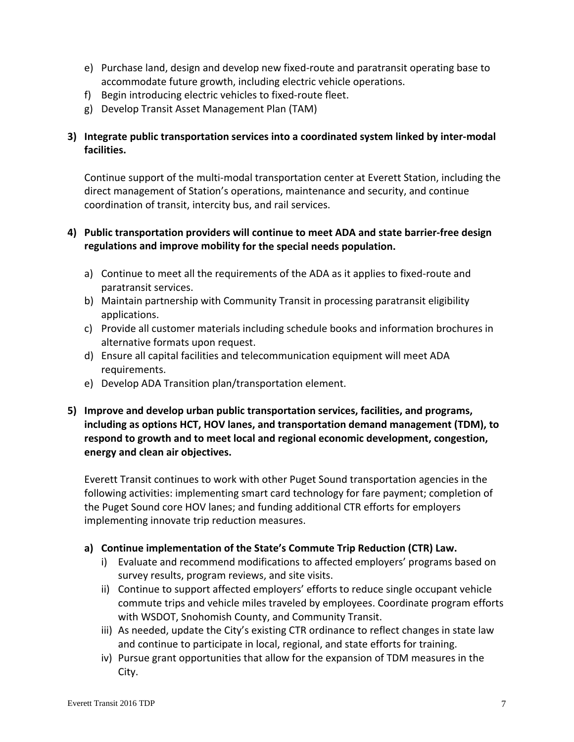e) Purchase land, design and develop new fixed-route and paratransit operating base to accommodate future growth, including electric vehicle operations.
f) Begin introducing electric vehicles to fixed-route fleet.
g) Develop Transit Asset Management Plan (TAM)

**3) Integrate public transportation services into a coordinated system linked by inter-modal facilities.**

Continue support of the multi-modal transportation center at Everett Station, including the direct management of Station's operations, maintenance and security, and continue coordination of transit, intercity bus, and rail services.

**4) Public transportation providers will continue to meet ADA and state barrier-free design regulations and improve mobility for the special needs population.**

a) Continue to meet all the requirements of the ADA as it applies to fixed-route and paratransit services.
b) Maintain partnership with Community Transit in processing paratransit eligibility applications.
c) Provide all customer materials including schedule books and information brochures in alternative formats upon request.
d) Ensure all capital facilities and telecommunication equipment will meet ADA requirements.
e) Develop ADA Transition plan/transportation element.

**5) Improve and develop urban public transportation services, facilities, and programs, including as options HCT, HOV lanes, and transportation demand management (TDM), to respond to growth and to meet local and regional economic development, congestion, energy and clean air objectives.**

Everett Transit continues to work with other Puget Sound transportation agencies in the following activities: implementing smart card technology for fare payment; completion of the Puget Sound core HOV lanes; and funding additional CTR efforts for employers implementing innovate trip reduction measures.

**a) Continue implementation of the State's Commute Trip Reduction (CTR) Law.**

i) Evaluate and recommend modifications to affected employers' programs based on survey results, program reviews, and site visits.
ii) Continue to support affected employers' efforts to reduce single occupant vehicle commute trips and vehicle miles traveled by employees. Coordinate program efforts with WSDOT, Snohomish County, and Community Transit.
iii) As needed, update the City's existing CTR ordinance to reflect changes in state law and continue to participate in local, regional, and state efforts for training.
iv) Pursue grant opportunities that allow for the expansion of TDM measures in the City.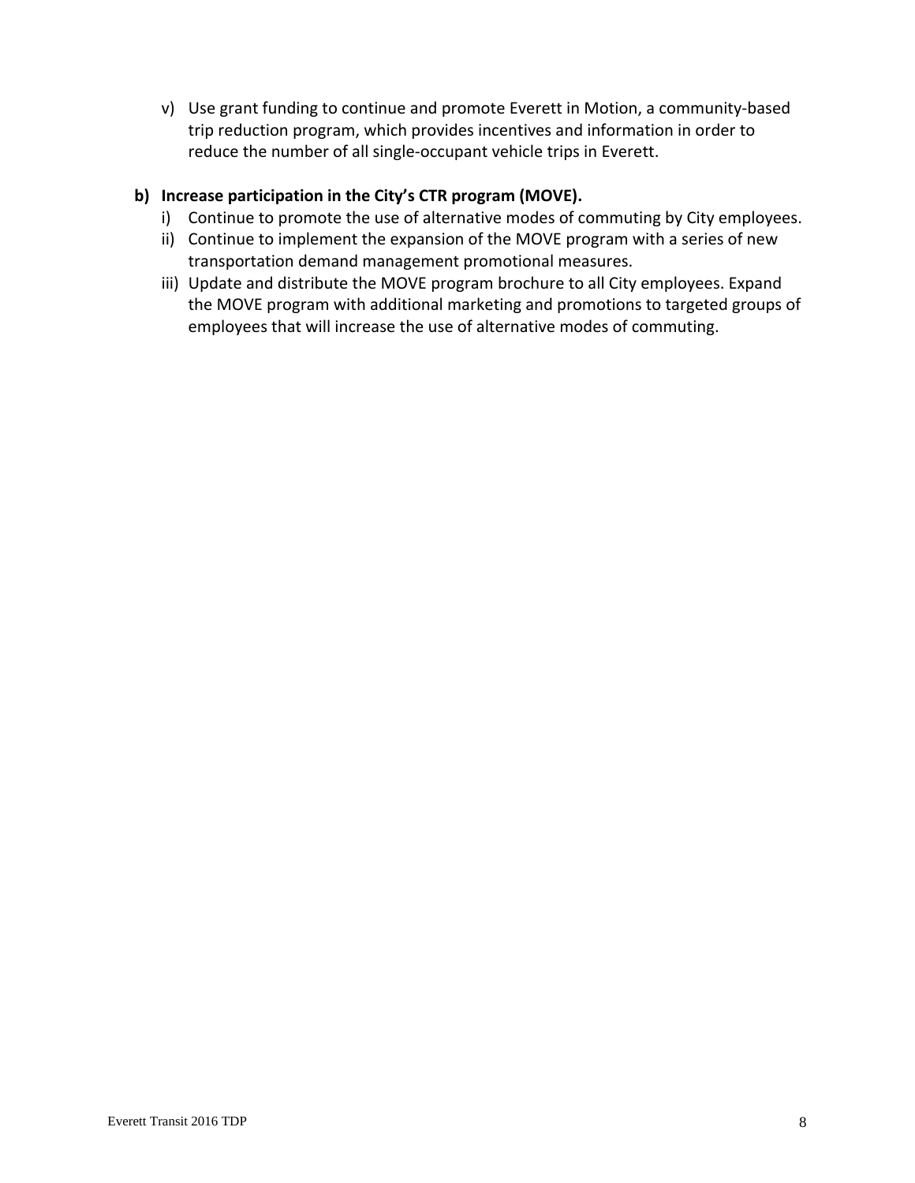v) Use grant funding to continue and promote Everett in Motion, a community-based trip reduction program, which provides incentives and information in order to reduce the number of all single-occupant vehicle trips in Everett.

**b) Increase participation in the City's CTR program (MOVE).**

i) Continue to promote the use of alternative modes of commuting by City employees.

ii) Continue to implement the expansion of the MOVE program with a series of new transportation demand management promotional measures.

iii) Update and distribute the MOVE program brochure to all City employees. Expand the MOVE program with additional marketing and promotions to targeted groups of employees that will increase the use of alternative modes of commuting.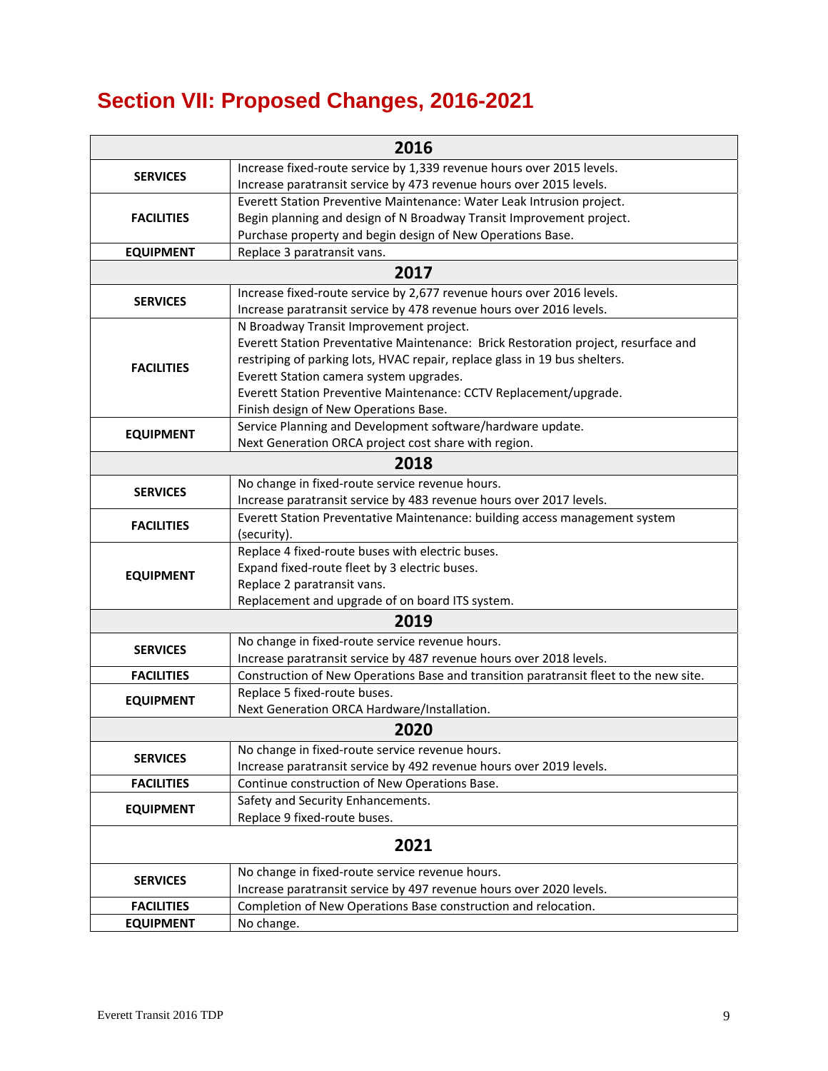# Section VII: Proposed Changes, 2016-2021

| | |
|---|---|
| **2016** | |
| **SERVICES** | Increase fixed-route service by 1,339 revenue hours over 2015 levels.<br>Increase paratransit service by 473 revenue hours over 2015 levels. |
| **FACILITIES** | Everett Station Preventive Maintenance: Water Leak Intrusion project.<br>Begin planning and design of N Broadway Transit Improvement project.<br>Purchase property and begin design of New Operations Base. |
| **EQUIPMENT** | Replace 3 paratransit vans. |
| **2017** | |
| **SERVICES** | Increase fixed-route service by 2,677 revenue hours over 2016 levels.<br>Increase paratransit service by 478 revenue hours over 2016 levels. |
| **FACILITIES** | N Broadway Transit Improvement project.<br>Everett Station Preventative Maintenance: Brick Restoration project, resurface and restriping of parking lots, HVAC repair, replace glass in 19 bus shelters.<br>Everett Station camera system upgrades.<br>Everett Station Preventive Maintenance: CCTV Replacement/upgrade.<br>Finish design of New Operations Base. |
| **EQUIPMENT** | Service Planning and Development software/hardware update.<br>Next Generation ORCA project cost share with region. |
| **2018** | |
| **SERVICES** | No change in fixed-route service revenue hours.<br>Increase paratransit service by 483 revenue hours over 2017 levels. |
| **FACILITIES** | Everett Station Preventative Maintenance: building access management system (security). |
| **EQUIPMENT** | Replace 4 fixed-route buses with electric buses.<br>Expand fixed-route fleet by 3 electric buses.<br>Replace 2 paratransit vans.<br>Replacement and upgrade of on board ITS system. |
| **2019** | |
| **SERVICES** | No change in fixed-route service revenue hours.<br>Increase paratransit service by 487 revenue hours over 2018 levels. |
| **FACILITIES** | Construction of New Operations Base and transition paratransit fleet to the new site. |
| **EQUIPMENT** | Replace 5 fixed-route buses.<br>Next Generation ORCA Hardware/Installation. |
| **2020** | |
| **SERVICES** | No change in fixed-route service revenue hours.<br>Increase paratransit service by 492 revenue hours over 2019 levels. |
| **FACILITIES** | Continue construction of New Operations Base. |
| **EQUIPMENT** | Safety and Security Enhancements.<br>Replace 9 fixed-route buses. |
| **2021** | |
| **SERVICES** | No change in fixed-route service revenue hours.<br>Increase paratransit service by 497 revenue hours over 2020 levels. |
| **FACILITIES** | Completion of New Operations Base construction and relocation. |
| **EQUIPMENT** | No change. |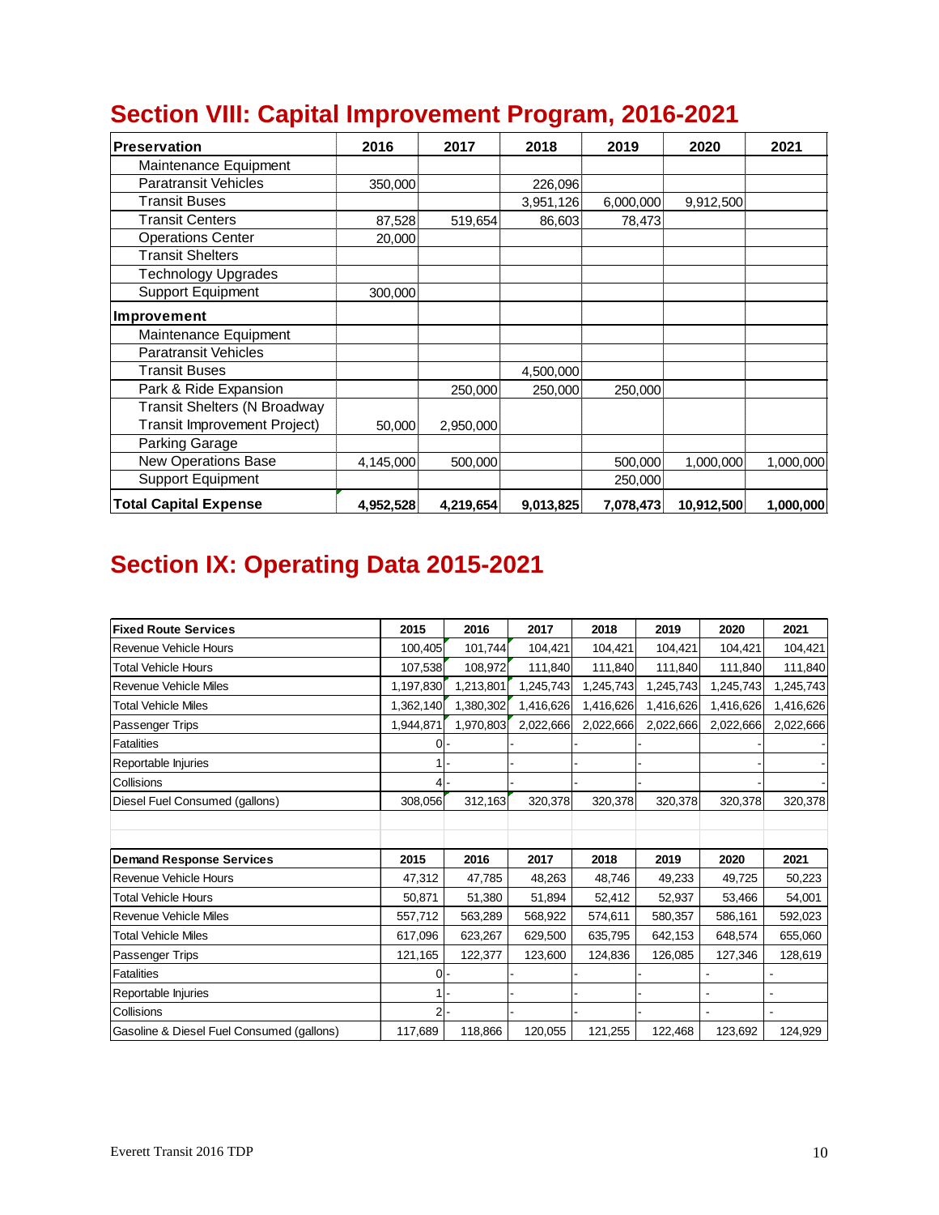## Section VIII: Capital Improvement Program, 2016-2021

| **Preservation** | **2016** | **2017** | **2018** | **2019** | **2020** | **2021** |
|---|---|---|---|---|---|---|
| Maintenance Equipment | | | | | | |
| Paratransit Vehicles | 350,000 | | 226,096 | | | |
| Transit Buses | | | 3,951,126 | 6,000,000 | 9,912,500 | |
| Transit Centers | 87,528 | 519,654 | 86,603 | 78,473 | | |
| Operations Center | 20,000 | | | | | |
| Transit Shelters | | | | | | |
| Technology Upgrades | | | | | | |
| Support Equipment | 300,000 | | | | | |
| **Improvement** | | | | | | |
| Maintenance Equipment | | | | | | |
| Paratransit Vehicles | | | | | | |
| Transit Buses | | | 4,500,000 | | | |
| Park & Ride Expansion | | 250,000 | 250,000 | 250,000 | | |
| Transit Shelters (N Broadway Transit Improvement Project) | 50,000 | 2,950,000 | | | | |
| Parking Garage | | | | | | |
| New Operations Base | 4,145,000 | 500,000 | | 500,000 | 1,000,000 | 1,000,000 |
| Support Equipment | | | | 250,000 | | |
| **Total Capital Expense** | **4,952,528** | **4,219,654** | **9,013,825** | **7,078,473** | **10,912,500** | **1,000,000** |

## Section IX: Operating Data 2015-2021

| **Fixed Route Services** | **2015** | **2016** | **2017** | **2018** | **2019** | **2020** | **2021** |
|---|---|---|---|---|---|---|---|
| Revenue Vehicle Hours | 100,405 | 101,744 | 104,421 | 104,421 | 104,421 | 104,421 | 104,421 |
| Total Vehicle Hours | 107,538 | 108,972 | 111,840 | 111,840 | 111,840 | 111,840 | 111,840 |
| Revenue Vehicle Miles | 1,197,830 | 1,213,801 | 1,245,743 | 1,245,743 | 1,245,743 | 1,245,743 | 1,245,743 |
| Total Vehicle Miles | 1,362,140 | 1,380,302 | 1,416,626 | 1,416,626 | 1,416,626 | 1,416,626 | 1,416,626 |
| Passenger Trips | 1,944,871 | 1,970,803 | 2,022,666 | 2,022,666 | 2,022,666 | 2,022,666 | 2,022,666 |
| Fatalities | 0 | - | - | - | - | - | - |
| Reportable Injuries | 1 | - | - | - | - | - | - |
| Collisions | 4 | - | - | - | - | - | - |
| Diesel Fuel Consumed (gallons) | 308,056 | 312,163 | 320,378 | 320,378 | 320,378 | 320,378 | 320,378 |

| **Demand Response Services** | **2015** | **2016** | **2017** | **2018** | **2019** | **2020** | **2021** |
|---|---|---|---|---|---|---|---|
| Revenue Vehicle Hours | 47,312 | 47,785 | 48,263 | 48,746 | 49,233 | 49,725 | 50,223 |
| Total Vehicle Hours | 50,871 | 51,380 | 51,894 | 52,412 | 52,937 | 53,466 | 54,001 |
| Revenue Vehicle Miles | 557,712 | 563,289 | 568,922 | 574,611 | 580,357 | 586,161 | 592,023 |
| Total Vehicle Miles | 617,096 | 623,267 | 629,500 | 635,795 | 642,153 | 648,574 | 655,060 |
| Passenger Trips | 121,165 | 122,377 | 123,600 | 124,836 | 126,085 | 127,346 | 128,619 |
| Fatalities | 0 | - | - | - | - | - | - |
| Reportable Injuries | 1 | - | - | - | - | - | - |
| Collisions | 2 | - | - | - | - | - | - |
| Gasoline & Diesel Fuel Consumed (gallons) | 117,689 | 118,866 | 120,055 | 121,255 | 122,468 | 123,692 | 124,929 |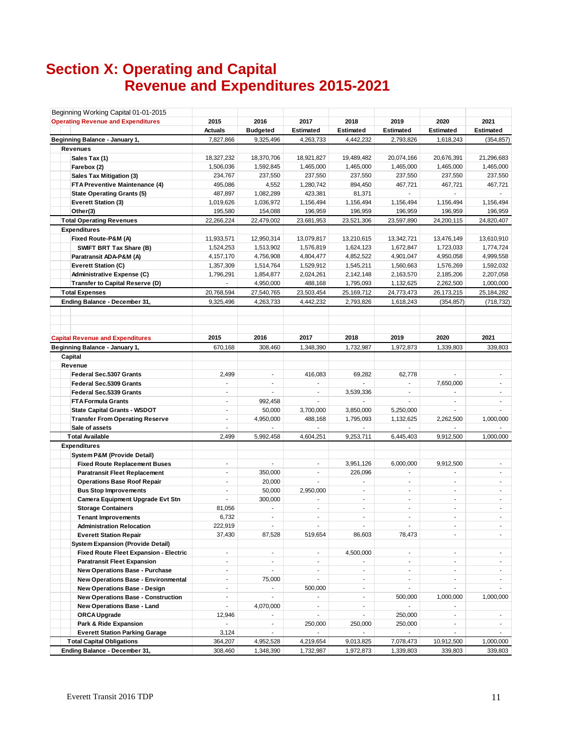# Section X: Operating and Capital Revenue and Expenditures 2015-2021

| Beginning Working Capital 01-01-2015 | | | | | | | |
|---|---|---|---|---|---|---|---|
| **Operating Revenue and Expenditures** | **2015** | **2016** | **2017** | **2018** | **2019** | **2020** | **2021** |
| | **Actuals** | **Budgeted** | **Estimated** | **Estimated** | **Estimated** | **Estimated** | **Estimated** |
| **Beginning Balance - January 1,** | 7,827,866 | 9,325,496 | 4,263,733 | 4,442,232 | 2,793,826 | 1,618,243 | (354,857) |
| **Revenues** | | | | | | | |
| **Sales Tax (1)** | 18,327,232 | 18,370,706 | 18,921,827 | 19,489,482 | 20,074,166 | 20,676,391 | 21,296,683 |
| **Farebox (2)** | 1,506,036 | 1,592,845 | 1,465,000 | 1,465,000 | 1,465,000 | 1,465,000 | 1,465,000 |
| **Sales Tax Mitigation (3)** | 234,767 | 237,550 | 237,550 | 237,550 | 237,550 | 237,550 | 237,550 |
| **FTA Preventive Maintenance (4)** | 495,086 | 4,552 | 1,280,742 | 894,450 | 467,721 | 467,721 | 467,721 |
| **State Operating Grants (5)** | 487,897 | 1,082,289 | 423,381 | 81,371 | - | - | - |
| **Everett Station (3)** | 1,019,626 | 1,036,972 | 1,156,494 | 1,156,494 | 1,156,494 | 1,156,494 | 1,156,494 |
| **Other(3)** | 195,580 | 154,088 | 196,959 | 196,959 | 196,959 | 196,959 | 196,959 |
| **Total Operating Revenues** | 22,266,224 | 22,479,002 | 23,681,953 | 23,521,306 | 23,597,890 | 24,200,115 | 24,820,407 |
| **Expenditures** | | | | | | | |
| **Fixed Route-P&M (A)** | 11,933,571 | 12,950,314 | 13,079,817 | 13,210,615 | 13,342,721 | 13,476,149 | 13,610,910 |
| **SWIFT BRT Tax Share (B)** | 1,524,253 | 1,513,902 | 1,576,819 | 1,624,123 | 1,672,847 | 1,723,033 | 1,774,724 |
| **Paratransit ADA-P&M (A)** | 4,157,170 | 4,756,908 | 4,804,477 | 4,852,522 | 4,901,047 | 4,950,058 | 4,999,558 |
| **Everett Station (C)** | 1,357,309 | 1,514,764 | 1,529,912 | 1,545,211 | 1,560,663 | 1,576,269 | 1,592,032 |
| **Administrative Expense (C)** | 1,796,291 | 1,854,877 | 2,024,261 | 2,142,148 | 2,163,570 | 2,185,206 | 2,207,058 |
| **Transfer to Capital Reserve (D)** | - | 4,950,000 | 488,168 | 1,795,093 | 1,132,625 | 2,262,500 | 1,000,000 |
| **Total Expenses** | 20,768,594 | 27,540,765 | 23,503,454 | 25,169,712 | 24,773,473 | 26,173,215 | 25,184,282 |
| **Ending Balance - December 31,** | 9,325,496 | 4,263,733 | 4,442,232 | 2,793,826 | 1,618,243 | (354,857) | (718,732) |

| **Capital Revenue and Expenditures** | **2015** | **2016** | **2017** | **2018** | **2019** | **2020** | **2021** |
|---|---|---|---|---|---|---|---|
| **Beginning Balance - January 1,** | 670,168 | 308,460 | 1,348,390 | 1,732,987 | 1,972,873 | 1,339,803 | 339,803 |
| **Capital** | | | | | | | |
| **Revenue** | | | | | | | |
| **Federal Sec.5307 Grants** | 2,499 | - | 416,083 | 69,282 | 62,778 | - | - |
| **Federal Sec.5309 Grants** | - | - | - | - | - | 7,650,000 | - |
| **Federal Sec.5339 Grants** | - | - | - | 3,539,336 | - | - | - |
| **FTA Formula Grants** | - | 992,458 | - | - | - | - | - |
| **State Capital Grants - WSDOT** | - | 50,000 | 3,700,000 | 3,850,000 | 5,250,000 | - | - |
| **Transfer From Operating Reserve** | - | 4,950,000 | 488,168 | 1,795,093 | 1,132,625 | 2,262,500 | 1,000,000 |
| **Sale of assets** | - | - | - | - | - | - | - |
| **Total Available** | 2,499 | 5,992,458 | 4,604,251 | 9,253,711 | 6,445,403 | 9,912,500 | 1,000,000 |
| **Expenditures** | | | | | | | |
| **System P&M (Provide Detail)** | | | | | | | |
| **Fixed Route Replacement Buses** | - | - | - | 3,951,126 | 6,000,000 | 9,912,500 | - |
| **Paratransit Fleet Replacement** | - | 350,000 | - | 226,096 | - | - | - |
| **Operations Base Roof Repair** | - | 20,000 | - | - | - | - | - |
| **Bus Stop Improvements** | - | 50,000 | 2,950,000 | - | - | - | - |
| **Camera Equipment Upgrade Evt Stn** | - | 300,000 | - | - | - | - | - |
| **Storage Containers** | 81,056 | - | - | - | - | - | - |
| **Tenant Improvements** | 6,732 | - | - | - | - | - | - |
| **Administration Relocation** | 222,919 | - | - | - | - | - | - |
| **Everett Station Repair** | 37,430 | 87,528 | 519,654 | 86,603 | 78,473 | - | - |
| **System Expansion (Provide Detail)** | | | | | | | |
| **Fixed Route Fleet Expansion - Electric** | - | - | - | 4,500,000 | - | - | - |
| **Paratransit Fleet Expansion** | - | - | - | - | - | - | - |
| **New Operations Base - Purchase** | - | - | - | - | - | - | - |
| **New Operations Base - Environmental** | - | 75,000 | - | - | - | - | - |
| **New Operations Base - Design** | - | - | 500,000 | - | - | - | - |
| **New Operations Base - Construction** | - | - | - | - | 500,000 | 1,000,000 | 1,000,000 |
| **New Operations Base - Land** | - | 4,070,000 | - | - | - | - | |
| **ORCA Upgrade** | 12,946 | - | - | - | 250,000 | - | - |
| **Park & Ride Expansion** | - | - | 250,000 | 250,000 | 250,000 | - | - |
| **Everett Station Parking Garage** | 3,124 | - | - | - | - | - | - |
| **Total Capital Obligations** | 364,207 | 4,952,528 | 4,219,654 | 9,013,825 | 7,078,473 | 10,912,500 | 1,000,000 |
| **Ending Balance - December 31,** | 308,460 | 1,348,390 | 1,732,987 | 1,972,873 | 1,339,803 | 339,803 | 339,803 |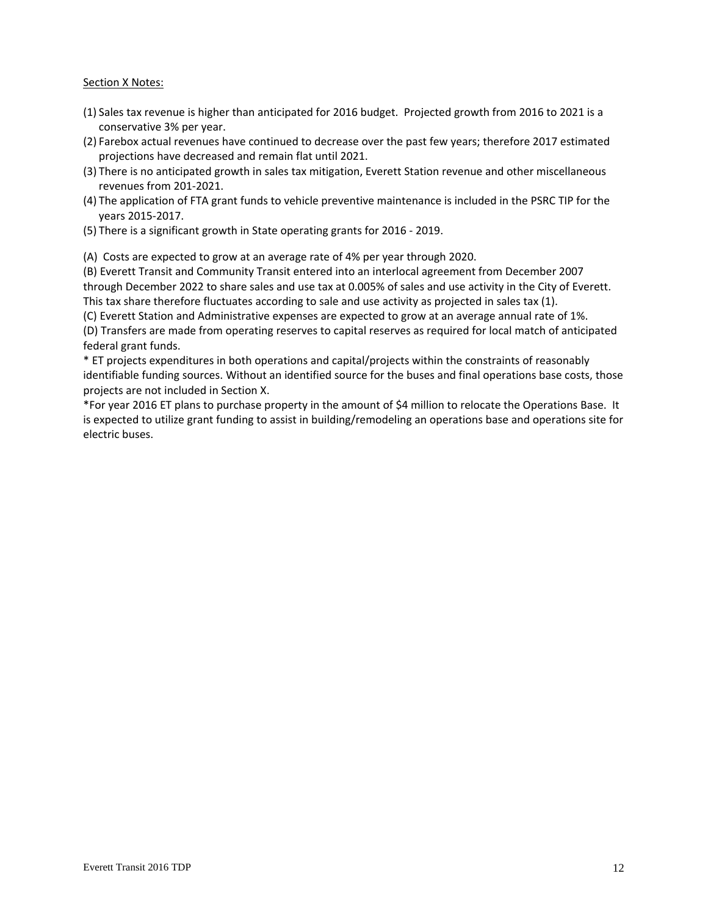Section X Notes:

(1) Sales tax revenue is higher than anticipated for 2016 budget. Projected growth from 2016 to 2021 is a conservative 3% per year.
(2) Farebox actual revenues have continued to decrease over the past few years; therefore 2017 estimated projections have decreased and remain flat until 2021.
(3) There is no anticipated growth in sales tax mitigation, Everett Station revenue and other miscellaneous revenues from 201-2021.
(4) The application of FTA grant funds to vehicle preventive maintenance is included in the PSRC TIP for the years 2015-2017.
(5) There is a significant growth in State operating grants for 2016 - 2019.

(A) Costs are expected to grow at an average rate of 4% per year through 2020.
(B) Everett Transit and Community Transit entered into an interlocal agreement from December 2007 through December 2022 to share sales and use tax at 0.005% of sales and use activity in the City of Everett. This tax share therefore fluctuates according to sale and use activity as projected in sales tax (1).
(C) Everett Station and Administrative expenses are expected to grow at an average annual rate of 1%.
(D) Transfers are made from operating reserves to capital reserves as required for local match of anticipated federal grant funds.
* ET projects expenditures in both operations and capital/projects within the constraints of reasonably identifiable funding sources. Without an identified source for the buses and final operations base costs, those projects are not included in Section X.
*For year 2016 ET plans to purchase property in the amount of $4 million to relocate the Operations Base. It is expected to utilize grant funding to assist in building/remodeling an operations base and operations site for electric buses.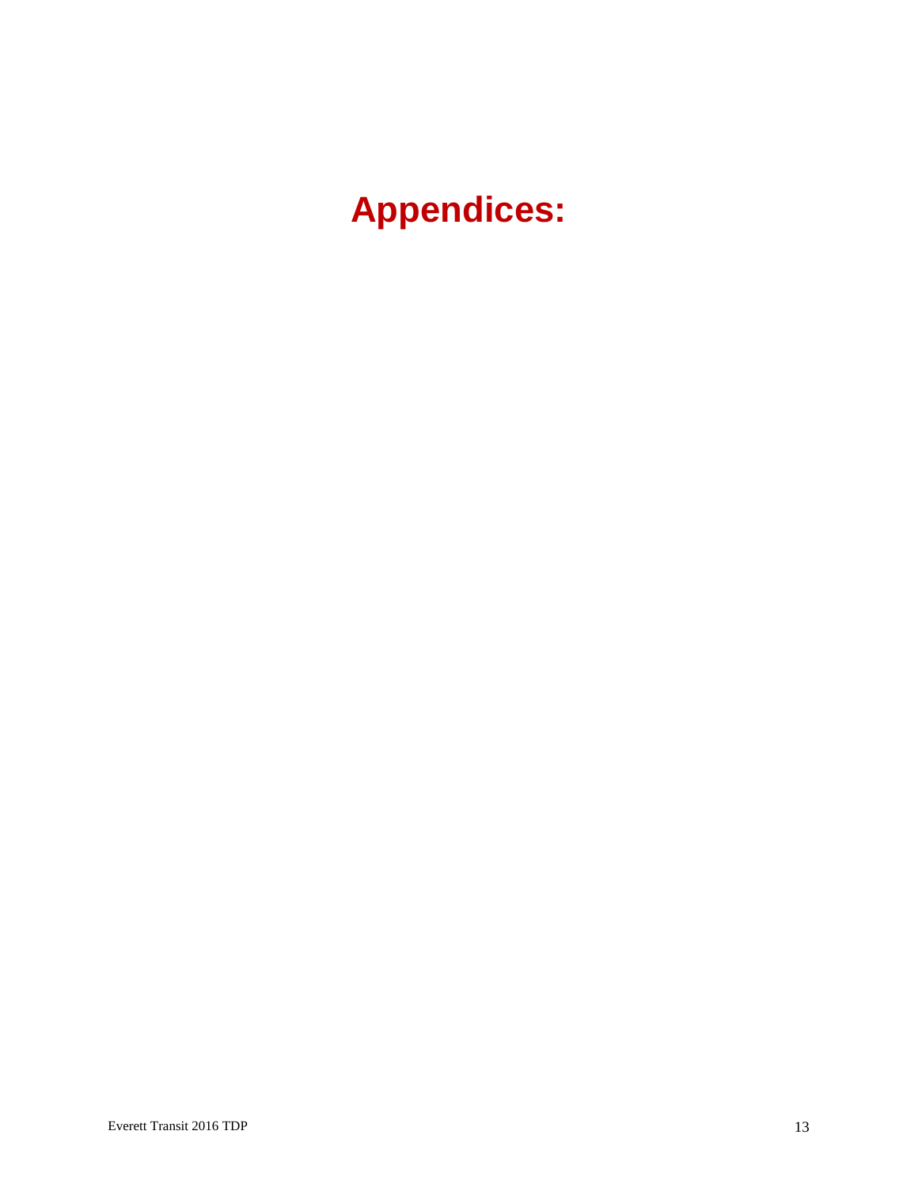# Appendices: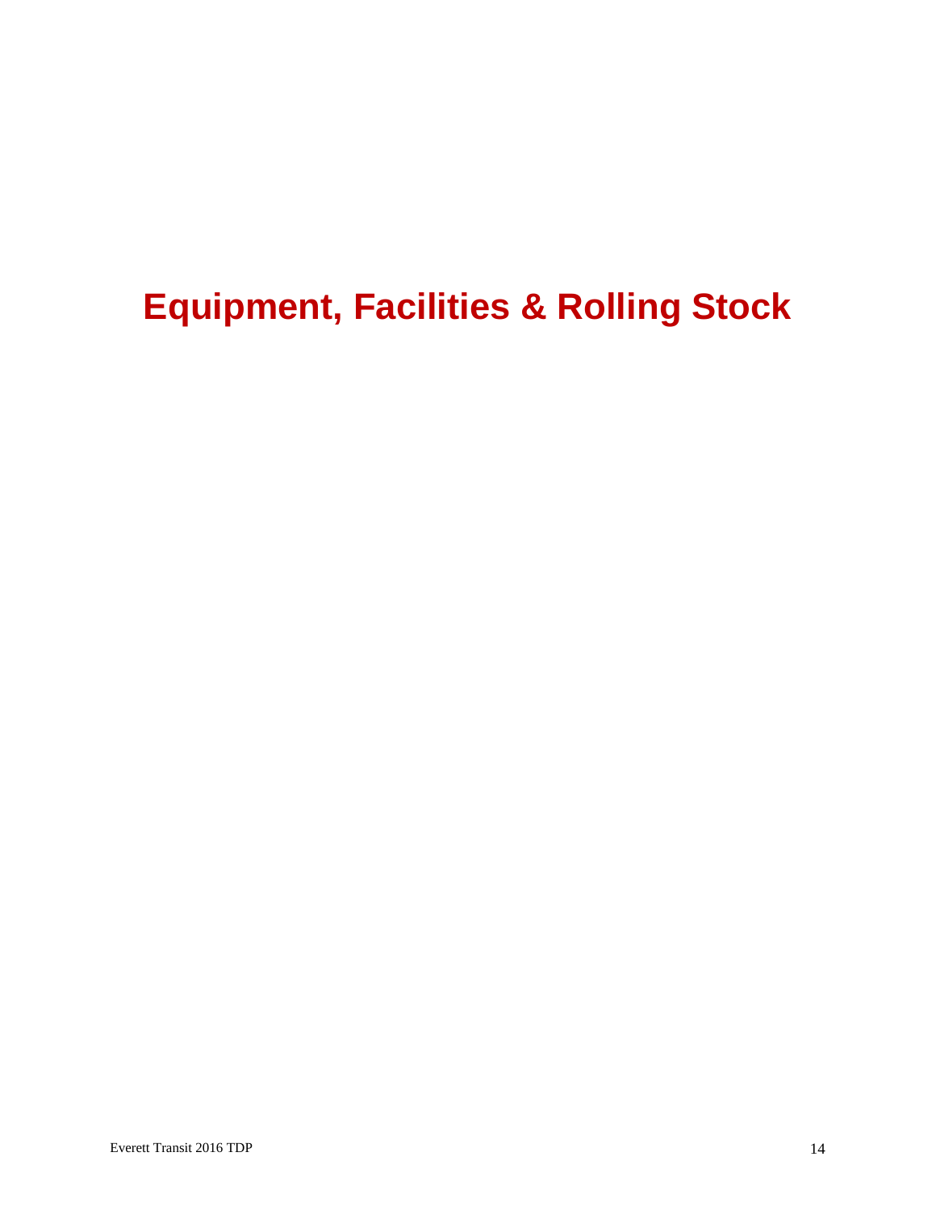# Equipment, Facilities & Rolling Stock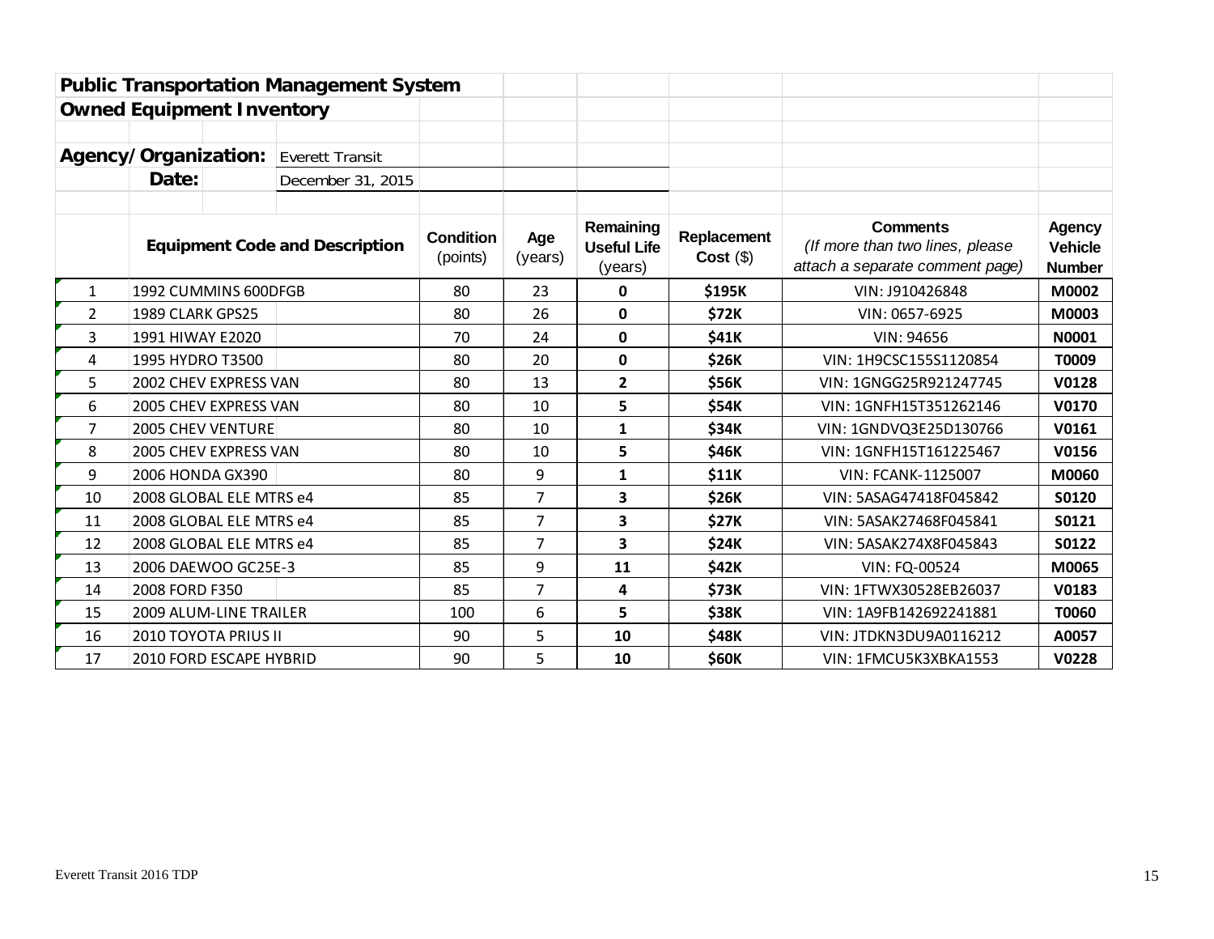**Public Transportation Management System**

**Owned Equipment Inventory**

**Agency/Organization:** Everett Transit

**Date:** December 31, 2015

| | Equipment Code and Description | Condition (points) | Age (years) | Remaining Useful Life (years) | Replacement Cost ($) | Comments *(If more than two lines, please attach a separate comment page)* | Agency Vehicle Number |
|---|---|---|---|---|---|---|---|
| 1 | 1992 CUMMINS 600DFGB | 80 | 23 | **0** | **$195K** | VIN: J910426848 | **M0002** |
| 2 | 1989 CLARK GPS25 | 80 | 26 | **0** | **$72K** | VIN: 0657-6925 | **M0003** |
| 3 | 1991 HIWAY E2020 | 70 | 24 | **0** | **$41K** | VIN: 94656 | **N0001** |
| 4 | 1995 HYDRO T3500 | 80 | 20 | **0** | **$26K** | VIN: 1H9CSC155S1120854 | **T0009** |
| 5 | 2002 CHEV EXPRESS VAN | 80 | 13 | **2** | **$56K** | VIN: 1GNGG25R921247745 | **V0128** |
| 6 | 2005 CHEV EXPRESS VAN | 80 | 10 | **5** | **$54K** | VIN: 1GNFH15T351262146 | **V0170** |
| 7 | 2005 CHEV VENTURE | 80 | 10 | **1** | **$34K** | VIN: 1GNDVQ3E25D130766 | **V0161** |
| 8 | 2005 CHEV EXPRESS VAN | 80 | 10 | **5** | **$46K** | VIN: 1GNFH15T161225467 | **V0156** |
| 9 | 2006 HONDA GX390 | 80 | 9 | **1** | **$11K** | VIN: FCANK-1125007 | **M0060** |
| 10 | 2008 GLOBAL ELE MTRS e4 | 85 | 7 | **3** | **$26K** | VIN: 5ASAG47418F045842 | **S0120** |
| 11 | 2008 GLOBAL ELE MTRS e4 | 85 | 7 | **3** | **$27K** | VIN: 5ASAK27468F045841 | **S0121** |
| 12 | 2008 GLOBAL ELE MTRS e4 | 85 | 7 | **3** | **$24K** | VIN: 5ASAK274X8F045843 | **S0122** |
| 13 | 2006 DAEWOO GC25E-3 | 85 | 9 | **11** | **$42K** | VIN: FQ-00524 | **M0065** |
| 14 | 2008 FORD F350 | 85 | 7 | **4** | **$73K** | VIN: 1FTWX30528EB26037 | **V0183** |
| 15 | 2009 ALUM-LINE TRAILER | 100 | 6 | **5** | **$38K** | VIN: 1A9FB142692241881 | **T0060** |
| 16 | 2010 TOYOTA PRIUS II | 90 | 5 | **10** | **$48K** | VIN: JTDKN3DU9A0116212 | **A0057** |
| 17 | 2010 FORD ESCAPE HYBRID | 90 | 5 | **10** | **$60K** | VIN: 1FMCU5K3XBKA1553 | **V0228** |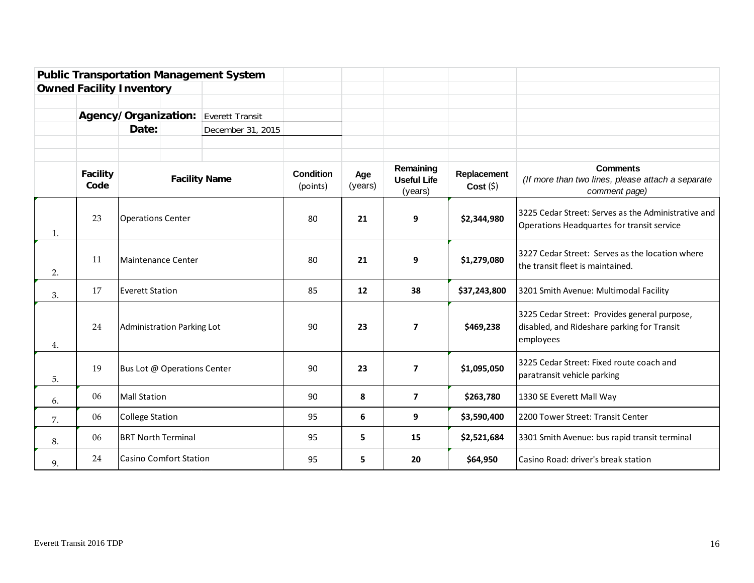## Public Transportation Management System
## Owned Facility Inventory

**Agency/Organization:** Everett Transit

**Date:** December 31, 2015

| | Facility Code | Facility Name | Condition (points) | Age (years) | Remaining Useful Life (years) | Replacement Cost ($) | Comments *(If more than two lines, please attach a separate comment page)* |
|---|---|---|---|---|---|---|---|
| 1. | 23 | Operations Center | 80 | **21** | **9** | **$2,344,980** | 3225 Cedar Street: Serves as the Administrative and Operations Headquartes for transit service |
| 2. | 11 | Maintenance Center | 80 | **21** | **9** | **$1,279,080** | 3227 Cedar Street: Serves as the location where the transit fleet is maintained. |
| 3. | 17 | Everett Station | 85 | **12** | **38** | **$37,243,800** | 3201 Smith Avenue: Multimodal Facility |
| 4. | 24 | Administration Parking Lot | 90 | **23** | **7** | **$469,238** | 3225 Cedar Street: Provides general purpose, disabled, and Rideshare parking for Transit employees |
| 5. | 19 | Bus Lot @ Operations Center | 90 | **23** | **7** | **$1,095,050** | 3225 Cedar Street: Fixed route coach and paratransit vehicle parking |
| 6. | 06 | Mall Station | 90 | **8** | **7** | **$263,780** | 1330 SE Everett Mall Way |
| 7. | 06 | College Station | 95 | **6** | **9** | **$3,590,400** | 2200 Tower Street: Transit Center |
| 8. | 06 | BRT North Terminal | 95 | **5** | **15** | **$2,521,684** | 3301 Smith Avenue: bus rapid transit terminal |
| 9. | 24 | Casino Comfort Station | 95 | **5** | **20** | **$64,950** | Casino Road: driver's break station |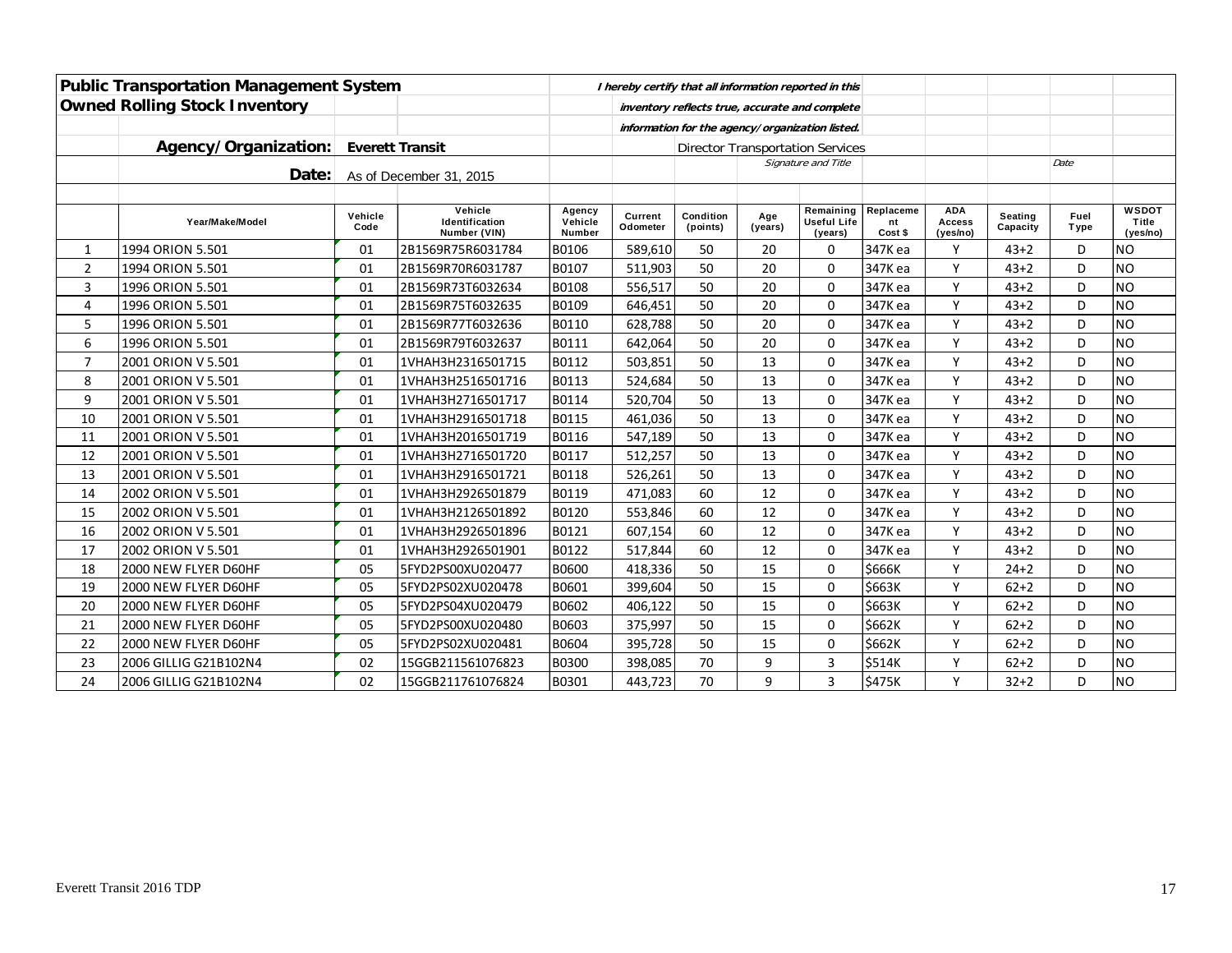**Public Transportation Management System**

**Owned Rolling Stock Inventory**

*I hereby certify that all information reported in this inventory reflects true, accurate and complete information for the agency/organization listed.*

**Agency/Organization:** **Everett Transit**

Director Transportation Services

*Signature and Title* *Date*

**Date:** As of December 31, 2015

| | Year/Make/Model | Vehicle Code | Vehicle Identification Number (VIN) | Agency Vehicle Number | Current Odometer | Condition (points) | Age (years) | Remaining Useful Life (years) | Replacement Cost $ | ADA Access (yes/no) | Seating Capacity | Fuel Type | WSDOT Title (yes/no) |
|---|---|---|---|---|---|---|---|---|---|---|---|---|---|
| 1 | 1994 ORION 5.501 | 01 | 2B1569R75R6031784 | B0106 | 589,610 | 50 | 20 | 0 | 347K ea | Y | 43+2 | D | NO |
| 2 | 1994 ORION 5.501 | 01 | 2B1569R70R6031787 | B0107 | 511,903 | 50 | 20 | 0 | 347K ea | Y | 43+2 | D | NO |
| 3 | 1996 ORION 5.501 | 01 | 2B1569R73T6032634 | B0108 | 556,517 | 50 | 20 | 0 | 347K ea | Y | 43+2 | D | NO |
| 4 | 1996 ORION 5.501 | 01 | 2B1569R75T6032635 | B0109 | 646,451 | 50 | 20 | 0 | 347K ea | Y | 43+2 | D | NO |
| 5 | 1996 ORION 5.501 | 01 | 2B1569R77T6032636 | B0110 | 628,788 | 50 | 20 | 0 | 347K ea | Y | 43+2 | D | NO |
| 6 | 1996 ORION 5.501 | 01 | 2B1569R79T6032637 | B0111 | 642,064 | 50 | 20 | 0 | 347K ea | Y | 43+2 | D | NO |
| 7 | 2001 ORION V 5.501 | 01 | 1VHAH3H2316501715 | B0112 | 503,851 | 50 | 13 | 0 | 347K ea | Y | 43+2 | D | NO |
| 8 | 2001 ORION V 5.501 | 01 | 1VHAH3H2516501716 | B0113 | 524,684 | 50 | 13 | 0 | 347K ea | Y | 43+2 | D | NO |
| 9 | 2001 ORION V 5.501 | 01 | 1VHAH3H2716501717 | B0114 | 520,704 | 50 | 13 | 0 | 347K ea | Y | 43+2 | D | NO |
| 10 | 2001 ORION V 5.501 | 01 | 1VHAH3H2916501718 | B0115 | 461,036 | 50 | 13 | 0 | 347K ea | Y | 43+2 | D | NO |
| 11 | 2001 ORION V 5.501 | 01 | 1VHAH3H2016501719 | B0116 | 547,189 | 50 | 13 | 0 | 347K ea | Y | 43+2 | D | NO |
| 12 | 2001 ORION V 5.501 | 01 | 1VHAH3H2716501720 | B0117 | 512,257 | 50 | 13 | 0 | 347K ea | Y | 43+2 | D | NO |
| 13 | 2001 ORION V 5.501 | 01 | 1VHAH3H2916501721 | B0118 | 526,261 | 50 | 13 | 0 | 347K ea | Y | 43+2 | D | NO |
| 14 | 2002 ORION V 5.501 | 01 | 1VHAH3H2926501879 | B0119 | 471,083 | 60 | 12 | 0 | 347K ea | Y | 43+2 | D | NO |
| 15 | 2002 ORION V 5.501 | 01 | 1VHAH3H2126501892 | B0120 | 553,846 | 60 | 12 | 0 | 347K ea | Y | 43+2 | D | NO |
| 16 | 2002 ORION V 5.501 | 01 | 1VHAH3H2926501896 | B0121 | 607,154 | 60 | 12 | 0 | 347K ea | Y | 43+2 | D | NO |
| 17 | 2002 ORION V 5.501 | 01 | 1VHAH3H2926501901 | B0122 | 517,844 | 60 | 12 | 0 | 347K ea | Y | 43+2 | D | NO |
| 18 | 2000 NEW FLYER D60HF | 05 | 5FYD2PS00XU020477 | B0600 | 418,336 | 50 | 15 | 0 | $666K | Y | 24+2 | D | NO |
| 19 | 2000 NEW FLYER D60HF | 05 | 5FYD2PS02XU020478 | B0601 | 399,604 | 50 | 15 | 0 | $663K | Y | 62+2 | D | NO |
| 20 | 2000 NEW FLYER D60HF | 05 | 5FYD2PS04XU020479 | B0602 | 406,122 | 50 | 15 | 0 | $663K | Y | 62+2 | D | NO |
| 21 | 2000 NEW FLYER D60HF | 05 | 5FYD2PS00XU020480 | B0603 | 375,997 | 50 | 15 | 0 | $662K | Y | 62+2 | D | NO |
| 22 | 2000 NEW FLYER D60HF | 05 | 5FYD2PS02XU020481 | B0604 | 395,728 | 50 | 15 | 0 | $662K | Y | 62+2 | D | NO |
| 23 | 2006 GILLIG G21B102N4 | 02 | 15GGB211561076823 | B0300 | 398,085 | 70 | 9 | 3 | $514K | Y | 62+2 | D | NO |
| 24 | 2006 GILLIG G21B102N4 | 02 | 15GGB211761076824 | B0301 | 443,723 | 70 | 9 | 3 | $475K | Y | 32+2 | D | NO |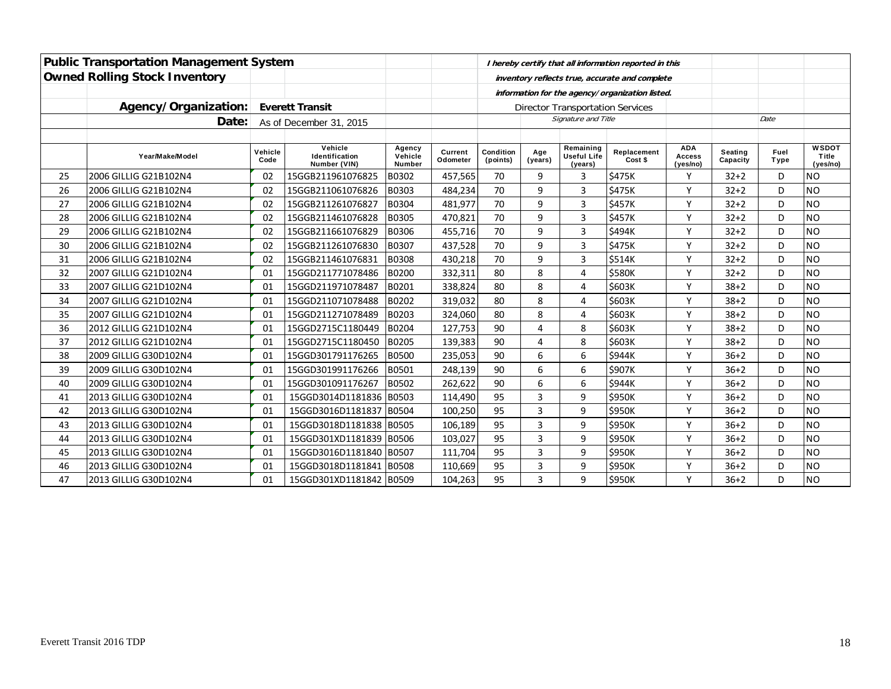## Public Transportation Management System

## Owned Rolling Stock Inventory

*I hereby certify that all information reported in this inventory reflects true, accurate and complete information for the agency/organization listed.*

**Agency/Organization:** Everett Transit

**Date:** As of December 31, 2015

Director Transportation Services

*Signature and Title* | *Date*

| | Year/Make/Model | Vehicle Code | Vehicle Identification Number (VIN) | Agency Vehicle Number | Current Odometer | Condition (points) | Age (years) | Remaining Useful Life (years) | Replacement Cost $ | ADA Access (yes/no) | Seating Capacity | Fuel Type | WSDOT Title (yes/no) |
|---|---|---|---|---|---|---|---|---|---|---|---|---|---|
| 25 | 2006 GILLIG G21B102N4 | 02 | 15GGB211961076825 | B0302 | 457,565 | 70 | 9 | 3 | $475K | Y | 32+2 | D | NO |
| 26 | 2006 GILLIG G21B102N4 | 02 | 15GGB211061076826 | B0303 | 484,234 | 70 | 9 | 3 | $475K | Y | 32+2 | D | NO |
| 27 | 2006 GILLIG G21B102N4 | 02 | 15GGB211261076827 | B0304 | 481,977 | 70 | 9 | 3 | $457K | Y | 32+2 | D | NO |
| 28 | 2006 GILLIG G21B102N4 | 02 | 15GGB211461076828 | B0305 | 470,821 | 70 | 9 | 3 | $457K | Y | 32+2 | D | NO |
| 29 | 2006 GILLIG G21B102N4 | 02 | 15GGB211661076829 | B0306 | 455,716 | 70 | 9 | 3 | $494K | Y | 32+2 | D | NO |
| 30 | 2006 GILLIG G21B102N4 | 02 | 15GGB211261076830 | B0307 | 437,528 | 70 | 9 | 3 | $475K | Y | 32+2 | D | NO |
| 31 | 2006 GILLIG G21B102N4 | 02 | 15GGB211461076831 | B0308 | 430,218 | 70 | 9 | 3 | $514K | Y | 32+2 | D | NO |
| 32 | 2007 GILLIG G21D102N4 | 01 | 15GGD211771078486 | B0200 | 332,311 | 80 | 8 | 4 | $580K | Y | 32+2 | D | NO |
| 33 | 2007 GILLIG G21D102N4 | 01 | 15GGD211971078487 | B0201 | 338,824 | 80 | 8 | 4 | $603K | Y | 38+2 | D | NO |
| 34 | 2007 GILLIG G21D102N4 | 01 | 15GGD211071078488 | B0202 | 319,032 | 80 | 8 | 4 | $603K | Y | 38+2 | D | NO |
| 35 | 2007 GILLIG G21D102N4 | 01 | 15GGD211271078489 | B0203 | 324,060 | 80 | 8 | 4 | $603K | Y | 38+2 | D | NO |
| 36 | 2012 GILLIG G21D102N4 | 01 | 15GGD2715C1180449 | B0204 | 127,753 | 90 | 4 | 8 | $603K | Y | 38+2 | D | NO |
| 37 | 2012 GILLIG G21D102N4 | 01 | 15GGD2715C1180450 | B0205 | 139,383 | 90 | 4 | 8 | $603K | Y | 38+2 | D | NO |
| 38 | 2009 GILLIG G30D102N4 | 01 | 15GGD301791176265 | B0500 | 235,053 | 90 | 6 | 6 | $944K | Y | 36+2 | D | NO |
| 39 | 2009 GILLIG G30D102N4 | 01 | 15GGD301991176266 | B0501 | 248,139 | 90 | 6 | 6 | $907K | Y | 36+2 | D | NO |
| 40 | 2009 GILLIG G30D102N4 | 01 | 15GGD301091176267 | B0502 | 262,622 | 90 | 6 | 6 | $944K | Y | 36+2 | D | NO |
| 41 | 2013 GILLIG G30D102N4 | 01 | 15GGD3014D1181836 | B0503 | 114,490 | 95 | 3 | 9 | $950K | Y | 36+2 | D | NO |
| 42 | 2013 GILLIG G30D102N4 | 01 | 15GGD3016D1181837 | B0504 | 100,250 | 95 | 3 | 9 | $950K | Y | 36+2 | D | NO |
| 43 | 2013 GILLIG G30D102N4 | 01 | 15GGD3018D1181838 | B0505 | 106,189 | 95 | 3 | 9 | $950K | Y | 36+2 | D | NO |
| 44 | 2013 GILLIG G30D102N4 | 01 | 15GGD301XD1181839 | B0506 | 103,027 | 95 | 3 | 9 | $950K | Y | 36+2 | D | NO |
| 45 | 2013 GILLIG G30D102N4 | 01 | 15GGD3016D1181840 | B0507 | 111,704 | 95 | 3 | 9 | $950K | Y | 36+2 | D | NO |
| 46 | 2013 GILLIG G30D102N4 | 01 | 15GGD3018D1181841 | B0508 | 110,669 | 95 | 3 | 9 | $950K | Y | 36+2 | D | NO |
| 47 | 2013 GILLIG G30D102N4 | 01 | 15GGD301XD1181842 | B0509 | 104,263 | 95 | 3 | 9 | $950K | Y | 36+2 | D | NO |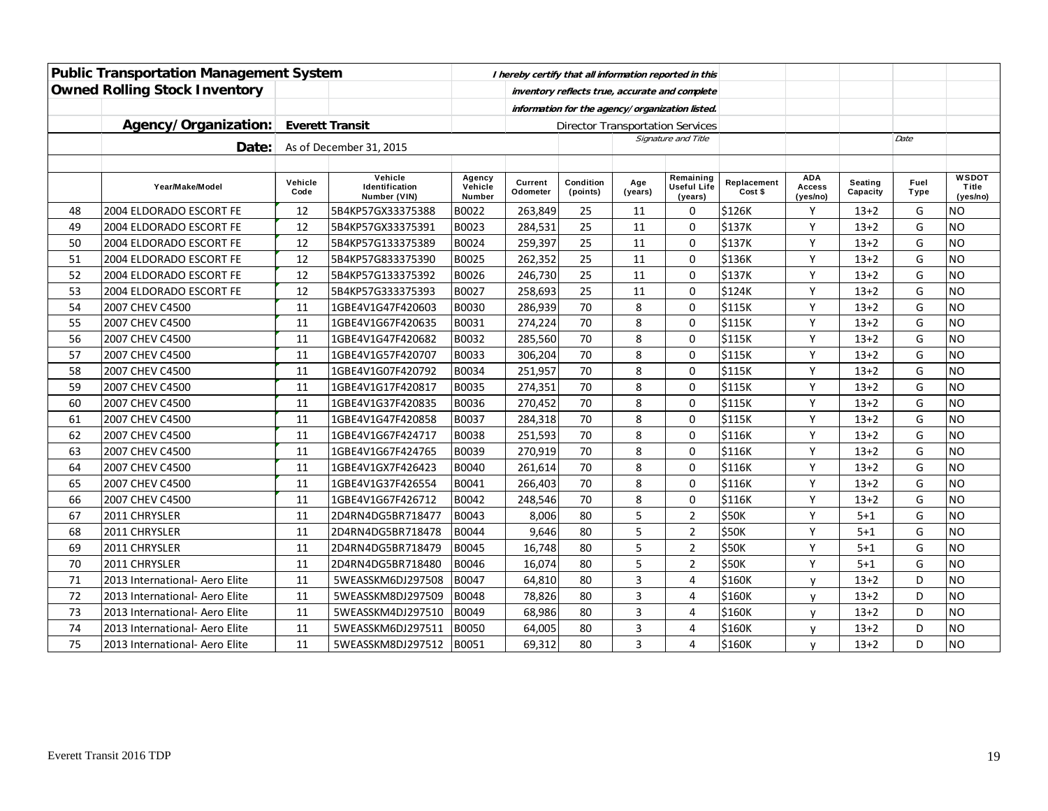| | **Public Transportation Management System** | | | | *I hereby certify that all information reported in this* | | | | | | | | |
|---|---|---|---|---|---|---|---|---|---|---|---|---|---|
| | **Owned Rolling Stock Inventory** | | | | *inventory reflects true, accurate and complete* | | | | | | | | |
| | | | | | *information for the agency/organization listed.* | | | | | | | | |
| | **Agency/Organization:** | **Everett Transit** | | | Director Transportation Services | | | | | | | | |
| | **Date:** | As of December 31, 2015 | | | | | *Signature and Title* | | | | | *Date* | |
| | **Year/Make/Model** | **Vehicle Code** | **Vehicle Identification Number (VIN)** | **Agency Vehicle Number** | **Current Odometer** | **Condition (points)** | **Age (years)** | **Remaining Useful Life (years)** | **Replacement Cost $** | **ADA Access (yes/no)** | **Seating Capacity** | **Fuel Type** | **WSDOT Title (yes/no)** |
| 48 | 2004 ELDORADO ESCORT FE | 12 | 5B4KP57GX33375388 | B0022 | 263,849 | 25 | 11 | 0 | $126K | Y | 13+2 | G | NO |
| 49 | 2004 ELDORADO ESCORT FE | 12 | 5B4KP57GX33375391 | B0023 | 284,531 | 25 | 11 | 0 | $137K | Y | 13+2 | G | NO |
| 50 | 2004 ELDORADO ESCORT FE | 12 | 5B4KP57G133375389 | B0024 | 259,397 | 25 | 11 | 0 | $137K | Y | 13+2 | G | NO |
| 51 | 2004 ELDORADO ESCORT FE | 12 | 5B4KP57G833375390 | B0025 | 262,352 | 25 | 11 | 0 | $136K | Y | 13+2 | G | NO |
| 52 | 2004 ELDORADO ESCORT FE | 12 | 5B4KP57G133375392 | B0026 | 246,730 | 25 | 11 | 0 | $137K | Y | 13+2 | G | NO |
| 53 | 2004 ELDORADO ESCORT FE | 12 | 5B4KP57G333375393 | B0027 | 258,693 | 25 | 11 | 0 | $124K | Y | 13+2 | G | NO |
| 54 | 2007 CHEV C4500 | 11 | 1GBE4V1G47F420603 | B0030 | 286,939 | 70 | 8 | 0 | $115K | Y | 13+2 | G | NO |
| 55 | 2007 CHEV C4500 | 11 | 1GBE4V1G67F420635 | B0031 | 274,224 | 70 | 8 | 0 | $115K | Y | 13+2 | G | NO |
| 56 | 2007 CHEV C4500 | 11 | 1GBE4V1G47F420682 | B0032 | 285,560 | 70 | 8 | 0 | $115K | Y | 13+2 | G | NO |
| 57 | 2007 CHEV C4500 | 11 | 1GBE4V1G57F420707 | B0033 | 306,204 | 70 | 8 | 0 | $115K | Y | 13+2 | G | NO |
| 58 | 2007 CHEV C4500 | 11 | 1GBE4V1G07F420792 | B0034 | 251,957 | 70 | 8 | 0 | $115K | Y | 13+2 | G | NO |
| 59 | 2007 CHEV C4500 | 11 | 1GBE4V1G17F420817 | B0035 | 274,351 | 70 | 8 | 0 | $115K | Y | 13+2 | G | NO |
| 60 | 2007 CHEV C4500 | 11 | 1GBE4V1G37F420835 | B0036 | 270,452 | 70 | 8 | 0 | $115K | Y | 13+2 | G | NO |
| 61 | 2007 CHEV C4500 | 11 | 1GBE4V1G47F420858 | B0037 | 284,318 | 70 | 8 | 0 | $115K | Y | 13+2 | G | NO |
| 62 | 2007 CHEV C4500 | 11 | 1GBE4V1G67F424717 | B0038 | 251,593 | 70 | 8 | 0 | $116K | Y | 13+2 | G | NO |
| 63 | 2007 CHEV C4500 | 11 | 1GBE4V1G67F424765 | B0039 | 270,919 | 70 | 8 | 0 | $116K | Y | 13+2 | G | NO |
| 64 | 2007 CHEV C4500 | 11 | 1GBE4V1GX7F426423 | B0040 | 261,614 | 70 | 8 | 0 | $116K | Y | 13+2 | G | NO |
| 65 | 2007 CHEV C4500 | 11 | 1GBE4V1G37F426554 | B0041 | 266,403 | 70 | 8 | 0 | $116K | Y | 13+2 | G | NO |
| 66 | 2007 CHEV C4500 | 11 | 1GBE4V1G67F426712 | B0042 | 248,546 | 70 | 8 | 0 | $116K | Y | 13+2 | G | NO |
| 67 | 2011 CHRYSLER | 11 | 2D4RN4DG5BR718477 | B0043 | 8,006 | 80 | 5 | 2 | $50K | Y | 5+1 | G | NO |
| 68 | 2011 CHRYSLER | 11 | 2D4RN4DG5BR718478 | B0044 | 9,646 | 80 | 5 | 2 | $50K | Y | 5+1 | G | NO |
| 69 | 2011 CHRYSLER | 11 | 2D4RN4DG5BR718479 | B0045 | 16,748 | 80 | 5 | 2 | $50K | Y | 5+1 | G | NO |
| 70 | 2011 CHRYSLER | 11 | 2D4RN4DG5BR718480 | B0046 | 16,074 | 80 | 5 | 2 | $50K | Y | 5+1 | G | NO |
| 71 | 2013 International- Aero Elite | 11 | 5WEASSKM6DJ297508 | B0047 | 64,810 | 80 | 3 | 4 | $160K | y | 13+2 | D | NO |
| 72 | 2013 International- Aero Elite | 11 | 5WEASSKM8DJ297509 | B0048 | 78,826 | 80 | 3 | 4 | $160K | y | 13+2 | D | NO |
| 73 | 2013 International- Aero Elite | 11 | 5WEASSKM4DJ297510 | B0049 | 68,986 | 80 | 3 | 4 | $160K | y | 13+2 | D | NO |
| 74 | 2013 International- Aero Elite | 11 | 5WEASSKM6DJ297511 | B0050 | 64,005 | 80 | 3 | 4 | $160K | y | 13+2 | D | NO |
| 75 | 2013 International- Aero Elite | 11 | 5WEASSKM8DJ297512 | B0051 | 69,312 | 80 | 3 | 4 | $160K | y | 13+2 | D | NO |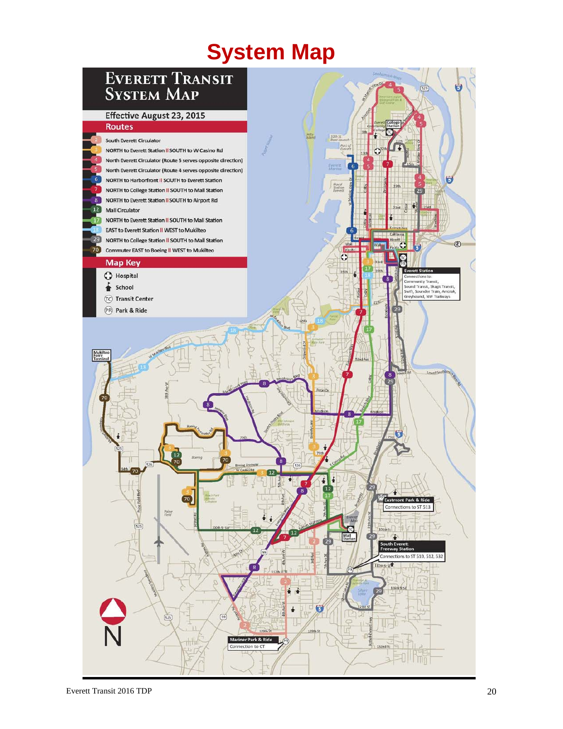# System Map

## Everett Transit System Map

Effective August 23, 2015

### Routes

- 2 — South Everett Circulator
- 3 — NORTH to Everett Station || SOUTH to W Casino Rd
- 4 — North Everett Circulator (Route 5 serves opposite direction)
- 5 — North Everett Circulator (Route 4 serves opposite direction)
- 6 — NORTH to Harborfront || SOUTH to Everett Station
- 7 — NORTH to College Station || SOUTH to Mall Station
- 8 — NORTH to Everett Station || SOUTH to Airport Rd
- 12 — Mall Circulator
- 17 — NORTH to Everett Station || SOUTH to Mall Station
- 18 — EAST to Everett Station || WEST to Mukilteo
- 29 — NORTH to College Station || SOUTH to Mall Station
- 70 — Commuter EAST to Boeing || WEST to Mukilteo

### Map Key

- Hospital
- School
- TC — Transit Center
- PR — Park & Ride

**Everett Station** — Connections to: Community Transit, Sound Transit, Skagit Transit, Swift, Sounder Train, Amtrak, Greyhound, NW Trailways

**Eastmont Park & Ride** — Connections to ST 513

**South Everett Freeway Station** — Connections to ST 510, 512, 532

**Mariner Park & Ride** — Connection to CT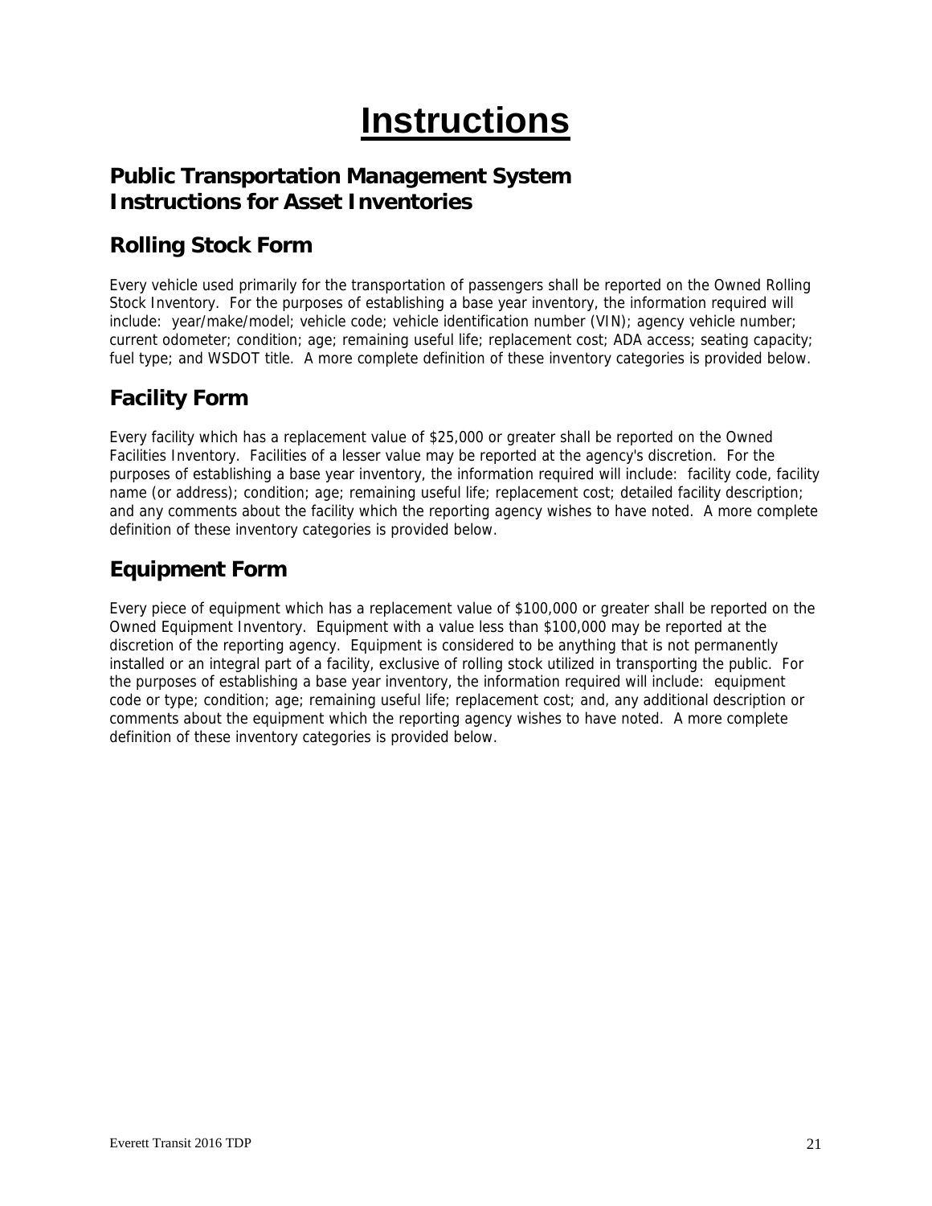# Instructions

## Public Transportation Management System
## Instructions for Asset Inventories

## Rolling Stock Form

Every vehicle used primarily for the transportation of passengers shall be reported on the Owned Rolling Stock Inventory. For the purposes of establishing a base year inventory, the information required will include: year/make/model; vehicle code; vehicle identification number (VIN); agency vehicle number; current odometer; condition; age; remaining useful life; replacement cost; ADA access; seating capacity; fuel type; and WSDOT title. A more complete definition of these inventory categories is provided below.

## Facility Form

Every facility which has a replacement value of $25,000 or greater shall be reported on the Owned Facilities Inventory. Facilities of a lesser value may be reported at the agency's discretion. For the purposes of establishing a base year inventory, the information required will include: facility code, facility name (or address); condition; age; remaining useful life; replacement cost; detailed facility description; and any comments about the facility which the reporting agency wishes to have noted. A more complete definition of these inventory categories is provided below.

## Equipment Form

Every piece of equipment which has a replacement value of $100,000 or greater shall be reported on the Owned Equipment Inventory. Equipment with a value less than $100,000 may be reported at the discretion of the reporting agency. Equipment is considered to be anything that is not permanently installed or an integral part of a facility, exclusive of rolling stock utilized in transporting the public. For the purposes of establishing a base year inventory, the information required will include: equipment code or type; condition; age; remaining useful life; replacement cost; and, any additional description or comments about the equipment which the reporting agency wishes to have noted. A more complete definition of these inventory categories is provided below.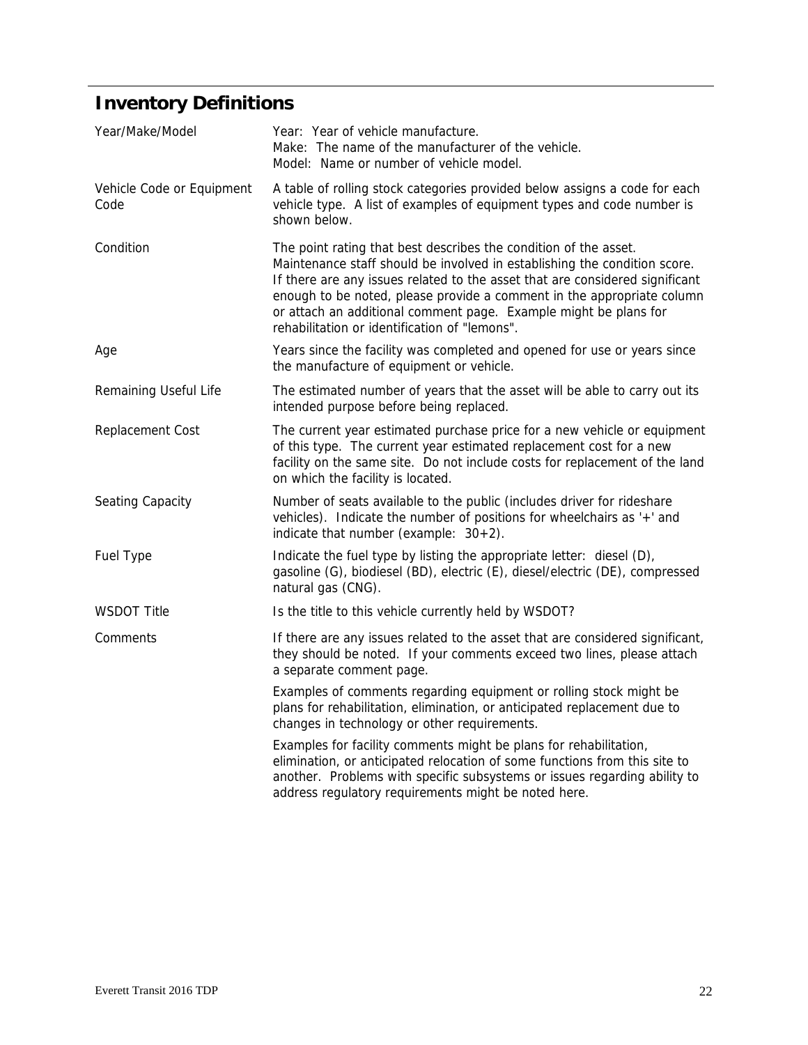## Inventory Definitions

| | |
|---|---|
| Year/Make/Model | Year: Year of vehicle manufacture.<br>Make: The name of the manufacturer of the vehicle.<br>Model: Name or number of vehicle model. |
| Vehicle Code or Equipment Code | A table of rolling stock categories provided below assigns a code for each vehicle type. A list of examples of equipment types and code number is shown below. |
| Condition | The point rating that best describes the condition of the asset. Maintenance staff should be involved in establishing the condition score. If there are any issues related to the asset that are considered significant enough to be noted, please provide a comment in the appropriate column or attach an additional comment page. Example might be plans for rehabilitation or identification of "lemons". |
| Age | Years since the facility was completed and opened for use or years since the manufacture of equipment or vehicle. |
| Remaining Useful Life | The estimated number of years that the asset will be able to carry out its intended purpose before being replaced. |
| Replacement Cost | The current year estimated purchase price for a new vehicle or equipment of this type. The current year estimated replacement cost for a new facility on the same site. Do not include costs for replacement of the land on which the facility is located. |
| Seating Capacity | Number of seats available to the public (includes driver for rideshare vehicles). Indicate the number of positions for wheelchairs as '+' and indicate that number (example: 30+2). |
| Fuel Type | Indicate the fuel type by listing the appropriate letter: diesel (D), gasoline (G), biodiesel (BD), electric (E), diesel/electric (DE), compressed natural gas (CNG). |
| WSDOT Title | Is the title to this vehicle currently held by WSDOT? |
| Comments | If there are any issues related to the asset that are considered significant, they should be noted. If your comments exceed two lines, please attach a separate comment page.<br><br>Examples of comments regarding equipment or rolling stock might be plans for rehabilitation, elimination, or anticipated replacement due to changes in technology or other requirements.<br><br>Examples for facility comments might be plans for rehabilitation, elimination, or anticipated relocation of some functions from this site to another. Problems with specific subsystems or issues regarding ability to address regulatory requirements might be noted here. |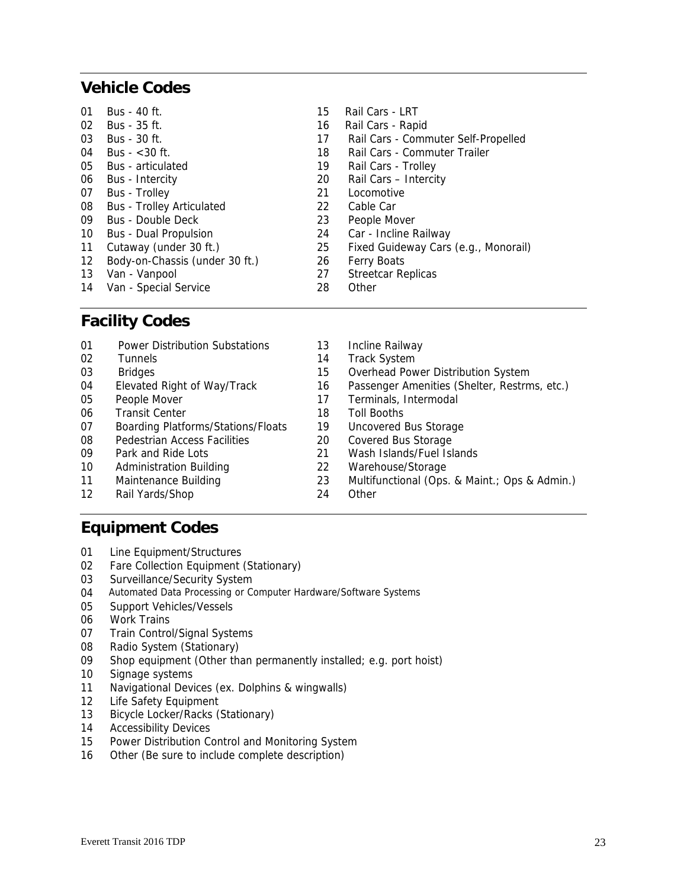## Vehicle Codes

01 Bus - 40 ft.
02 Bus - 35 ft.
03 Bus - 30 ft.
04 Bus - <30 ft.
05 Bus - articulated
06 Bus - Intercity
07 Bus - Trolley
08 Bus - Trolley Articulated
09 Bus - Double Deck
10 Bus - Dual Propulsion
11 Cutaway (under 30 ft.)
12 Body-on-Chassis (under 30 ft.)
13 Van - Vanpool
14 Van - Special Service
15 Rail Cars - LRT
16 Rail Cars - Rapid
17 Rail Cars - Commuter Self-Propelled
18 Rail Cars - Commuter Trailer
19 Rail Cars - Trolley
20 Rail Cars – Intercity
21 Locomotive
22 Cable Car
23 People Mover
24 Car - Incline Railway
25 Fixed Guideway Cars (e.g., Monorail)
26 Ferry Boats
27 Streetcar Replicas
28 Other

## Facility Codes

01 Power Distribution Substations
02 Tunnels
03 Bridges
04 Elevated Right of Way/Track
05 People Mover
06 Transit Center
07 Boarding Platforms/Stations/Floats
08 Pedestrian Access Facilities
09 Park and Ride Lots
10 Administration Building
11 Maintenance Building
12 Rail Yards/Shop
13 Incline Railway
14 Track System
15 Overhead Power Distribution System
16 Passenger Amenities (Shelter, Restrms, etc.)
17 Terminals, Intermodal
18 Toll Booths
19 Uncovered Bus Storage
20 Covered Bus Storage
21 Wash Islands/Fuel Islands
22 Warehouse/Storage
23 Multifunctional (Ops. & Maint.; Ops & Admin.)
24 Other

## Equipment Codes

01 Line Equipment/Structures
02 Fare Collection Equipment (Stationary)
03 Surveillance/Security System
04 Automated Data Processing or Computer Hardware/Software Systems
05 Support Vehicles/Vessels
06 Work Trains
07 Train Control/Signal Systems
08 Radio System (Stationary)
09 Shop equipment (Other than permanently installed; e.g. port hoist)
10 Signage systems
11 Navigational Devices (ex. Dolphins & wingwalls)
12 Life Safety Equipment
13 Bicycle Locker/Racks (Stationary)
14 Accessibility Devices
15 Power Distribution Control and Monitoring System
16 Other (Be sure to include complete description)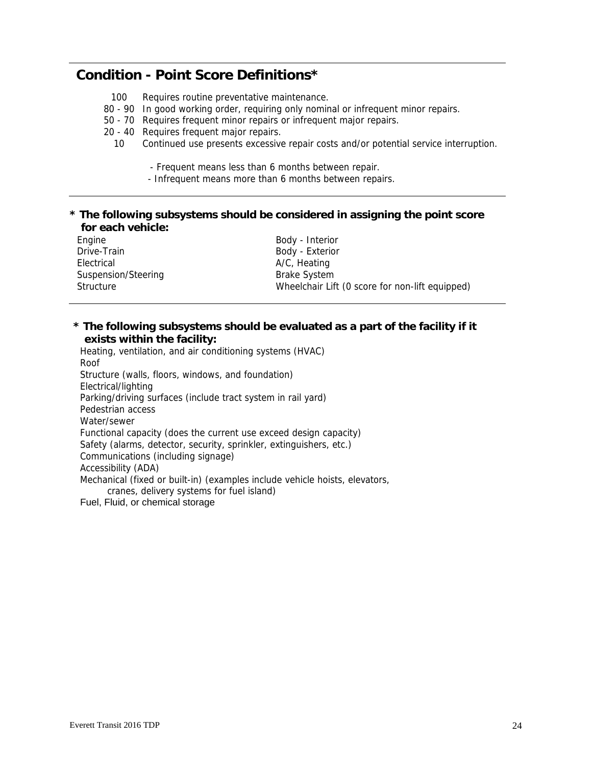## Condition - Point Score Definitions*

| | |
|---|---|
| 100 | Requires routine preventative maintenance. |
| 80 - 90 | In good working order, requiring only nominal or infrequent minor repairs. |
| 50 - 70 | Requires frequent minor repairs or infrequent major repairs. |
| 20 - 40 | Requires frequent major repairs. |
| 10 | Continued use presents excessive repair costs and/or potential service interruption. |

- Frequent means less than 6 months between repair.
- Infrequent means more than 6 months between repairs.

**\* The following subsystems should be considered in assigning the point score for each vehicle:**

| | |
|---|---|
| Engine | Body - Interior |
| Drive-Train | Body - Exterior |
| Electrical | A/C, Heating |
| Suspension/Steering | Brake System |
| Structure | Wheelchair Lift (0 score for non-lift equipped) |

**\* The following subsystems should be evaluated as a part of the facility if it exists within the facility:**

Heating, ventilation, and air conditioning systems (HVAC)
Roof
Structure (walls, floors, windows, and foundation)
Electrical/lighting
Parking/driving surfaces (include tract system in rail yard)
Pedestrian access
Water/sewer
Functional capacity (does the current use exceed design capacity)
Safety (alarms, detector, security, sprinkler, extinguishers, etc.)
Communications (including signage)
Accessibility (ADA)
Mechanical (fixed or built-in) (examples include vehicle hoists, elevators, cranes, delivery systems for fuel island)
Fuel, Fluid, or chemical storage